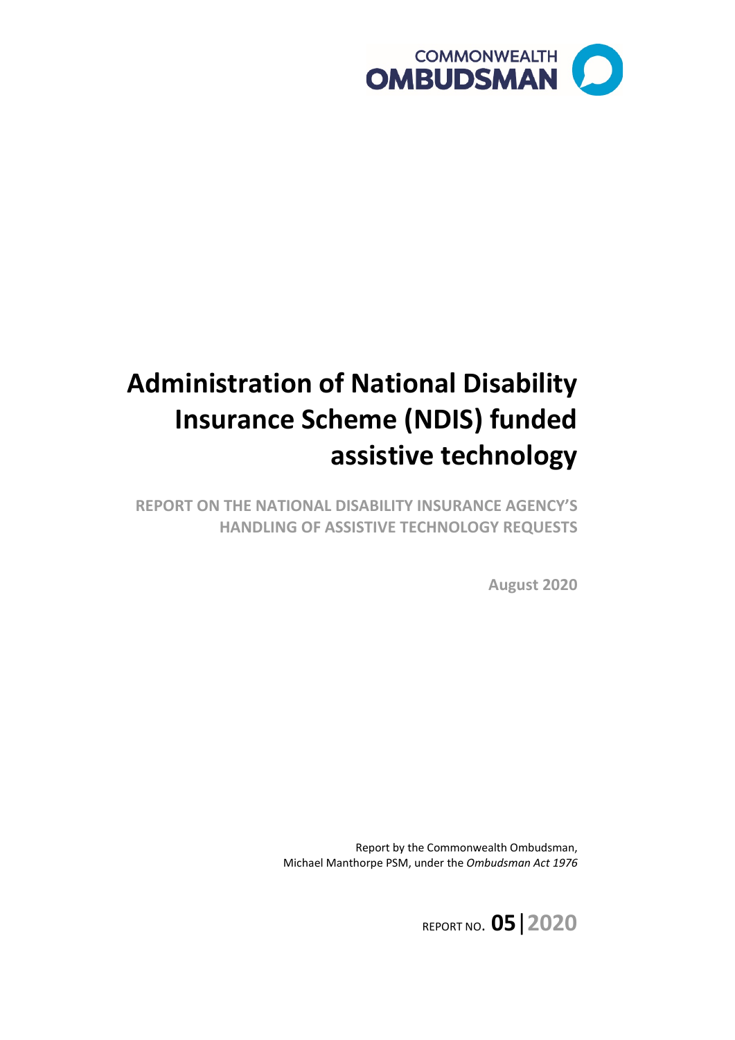COMMONWEALTH OMBUDSMAN

# Administration of National Disability Insurance Scheme (NDIS) funded assistive technology

## REPORT ON THE NATIONAL DISABILITY INSURANCE AGENCY'S HANDLING OF ASSISTIVE TECHNOLOGY REQUESTS

**August 2020**

Report by the Commonwealth Ombudsman, Michael Manthorpe PSM, under the *Ombudsman Act 1976*

REPORT NO. **05|2020**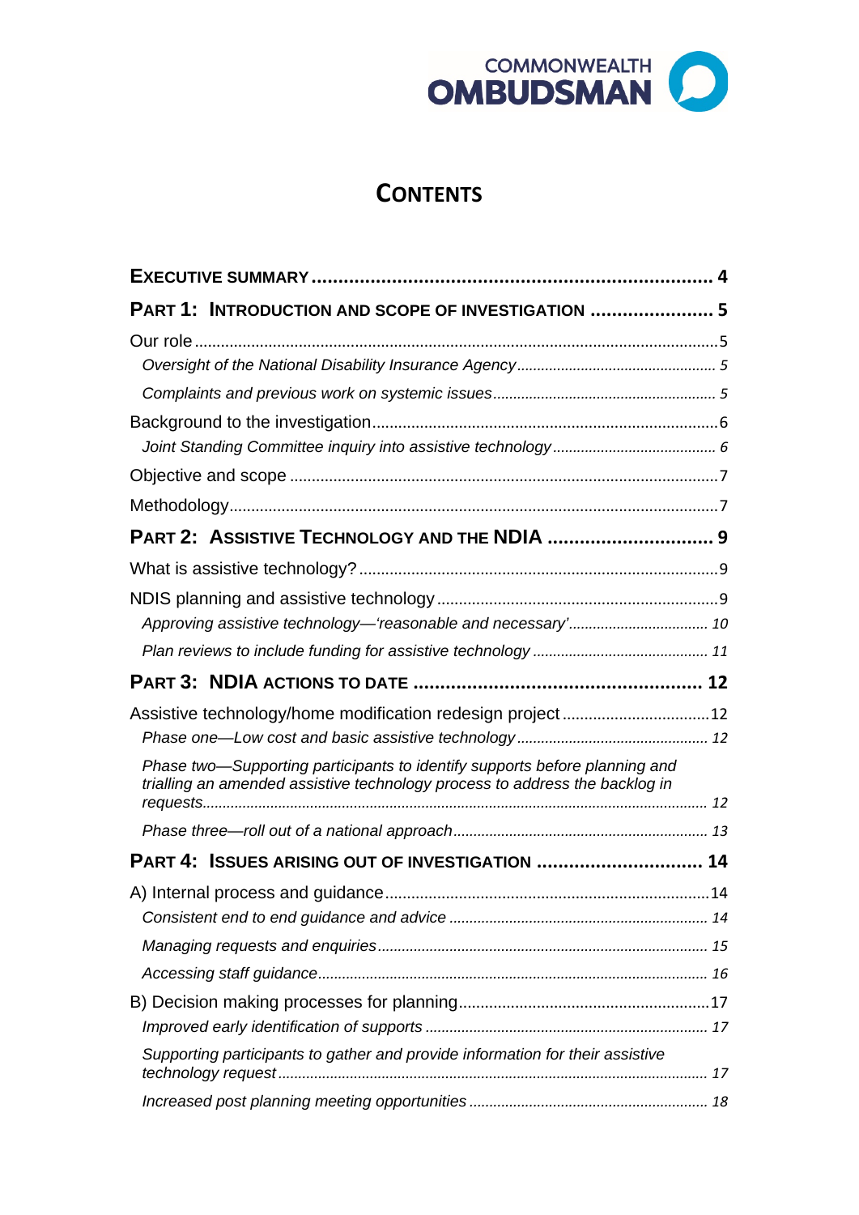# CONTENTS

**EXECUTIVE SUMMARY** .......... **4**

**PART 1: INTRODUCTION AND SCOPE OF INVESTIGATION** .......... **5**

Our role .......... 5

*Oversight of the National Disability Insurance Agency* .......... *5*

*Complaints and previous work on systemic issues* .......... *5*

Background to the investigation .......... 6

*Joint Standing Committee inquiry into assistive technology* .......... *6*

Objective and scope .......... 7

Methodology .......... 7

**PART 2: ASSISTIVE TECHNOLOGY AND THE NDIA** .......... **9**

What is assistive technology? .......... 9

NDIS planning and assistive technology .......... 9

*Approving assistive technology—'reasonable and necessary'* .......... *10*

*Plan reviews to include funding for assistive technology* .......... *11*

**PART 3: NDIA ACTIONS TO DATE** .......... **12**

Assistive technology/home modification redesign project .......... 12

*Phase one—Low cost and basic assistive technology* .......... *12*

*Phase two—Supporting participants to identify supports before planning and trialling an amended assistive technology process to address the backlog in requests* .......... *12*

*Phase three—roll out of a national approach* .......... *13*

**PART 4: ISSUES ARISING OUT OF INVESTIGATION** .......... **14**

A) Internal process and guidance .......... 14

*Consistent end to end guidance and advice* .......... *14*

*Managing requests and enquiries* .......... *15*

*Accessing staff guidance* .......... *16*

B) Decision making processes for planning .......... 17

*Improved early identification of supports* .......... *17*

*Supporting participants to gather and provide information for their assistive technology request* .......... *17*

*Increased post planning meeting opportunities* .......... *18*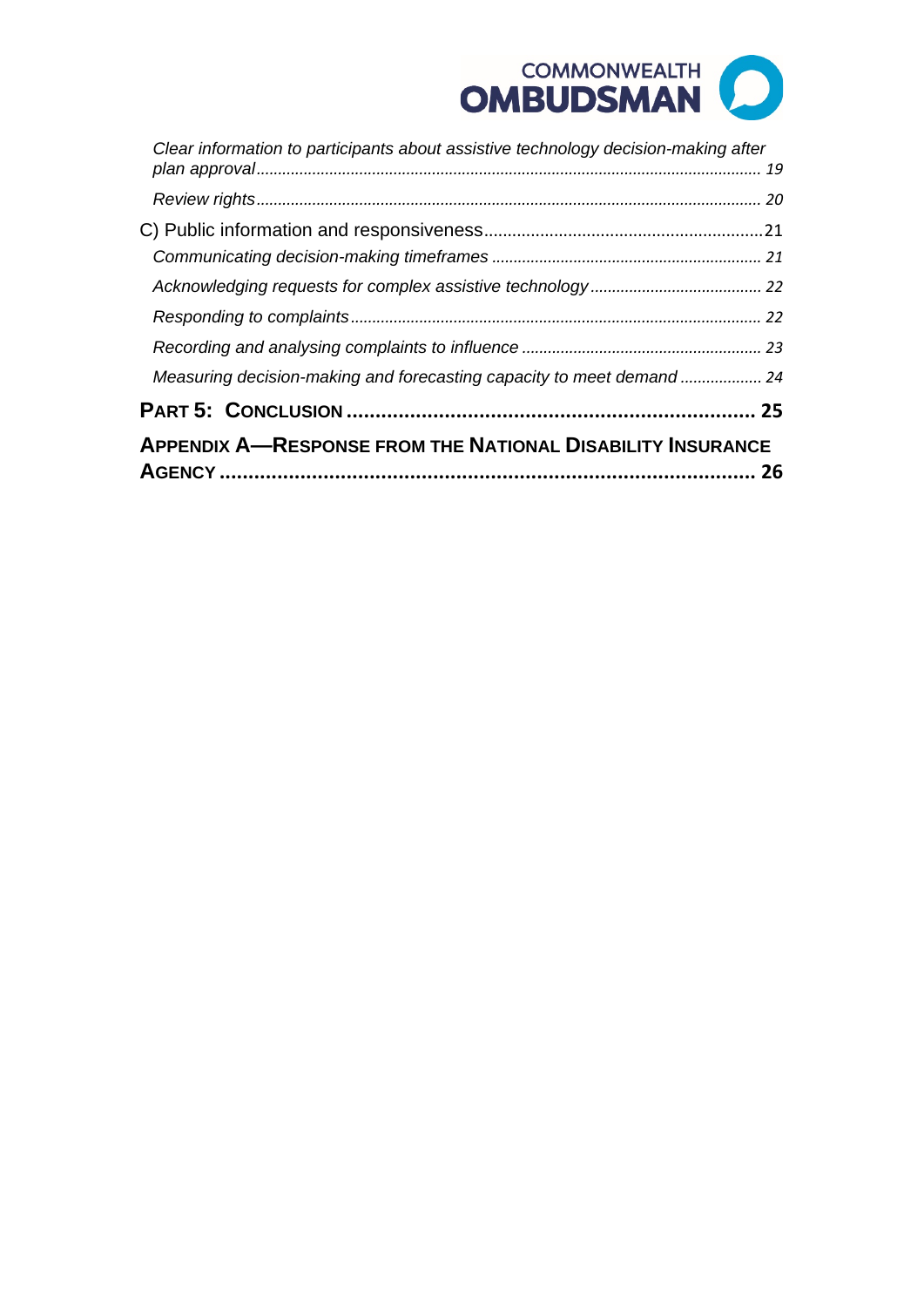*Clear information to participants about assistive technology decision-making after plan approval* ..... 19

*Review rights* ..... 20

C) Public information and responsiveness ..... 21

*Communicating decision-making timeframes* ..... 21

*Acknowledging requests for complex assistive technology* ..... 22

*Responding to complaints* ..... 22

*Recording and analysing complaints to influence* ..... 23

*Measuring decision-making and forecasting capacity to meet demand* ..... 24

**PART 5: CONCLUSION ..... 25**

**APPENDIX A—RESPONSE FROM THE NATIONAL DISABILITY INSURANCE AGENCY ..... 26**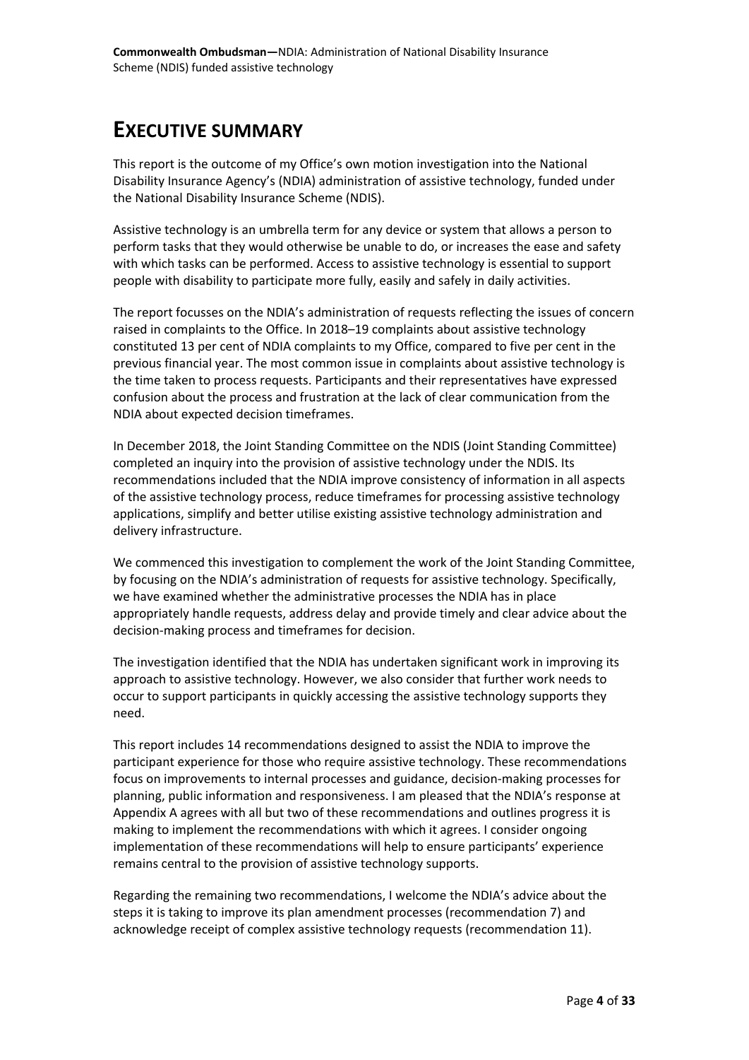# EXECUTIVE SUMMARY

This report is the outcome of my Office's own motion investigation into the National Disability Insurance Agency's (NDIA) administration of assistive technology, funded under the National Disability Insurance Scheme (NDIS).

Assistive technology is an umbrella term for any device or system that allows a person to perform tasks that they would otherwise be unable to do, or increases the ease and safety with which tasks can be performed. Access to assistive technology is essential to support people with disability to participate more fully, easily and safely in daily activities.

The report focusses on the NDIA's administration of requests reflecting the issues of concern raised in complaints to the Office. In 2018–19 complaints about assistive technology constituted 13 per cent of NDIA complaints to my Office, compared to five per cent in the previous financial year. The most common issue in complaints about assistive technology is the time taken to process requests. Participants and their representatives have expressed confusion about the process and frustration at the lack of clear communication from the NDIA about expected decision timeframes.

In December 2018, the Joint Standing Committee on the NDIS (Joint Standing Committee) completed an inquiry into the provision of assistive technology under the NDIS. Its recommendations included that the NDIA improve consistency of information in all aspects of the assistive technology process, reduce timeframes for processing assistive technology applications, simplify and better utilise existing assistive technology administration and delivery infrastructure.

We commenced this investigation to complement the work of the Joint Standing Committee, by focusing on the NDIA's administration of requests for assistive technology. Specifically, we have examined whether the administrative processes the NDIA has in place appropriately handle requests, address delay and provide timely and clear advice about the decision-making process and timeframes for decision.

The investigation identified that the NDIA has undertaken significant work in improving its approach to assistive technology. However, we also consider that further work needs to occur to support participants in quickly accessing the assistive technology supports they need.

This report includes 14 recommendations designed to assist the NDIA to improve the participant experience for those who require assistive technology. These recommendations focus on improvements to internal processes and guidance, decision-making processes for planning, public information and responsiveness. I am pleased that the NDIA's response at Appendix A agrees with all but two of these recommendations and outlines progress it is making to implement the recommendations with which it agrees. I consider ongoing implementation of these recommendations will help to ensure participants' experience remains central to the provision of assistive technology supports.

Regarding the remaining two recommendations, I welcome the NDIA's advice about the steps it is taking to improve its plan amendment processes (recommendation 7) and acknowledge receipt of complex assistive technology requests (recommendation 11).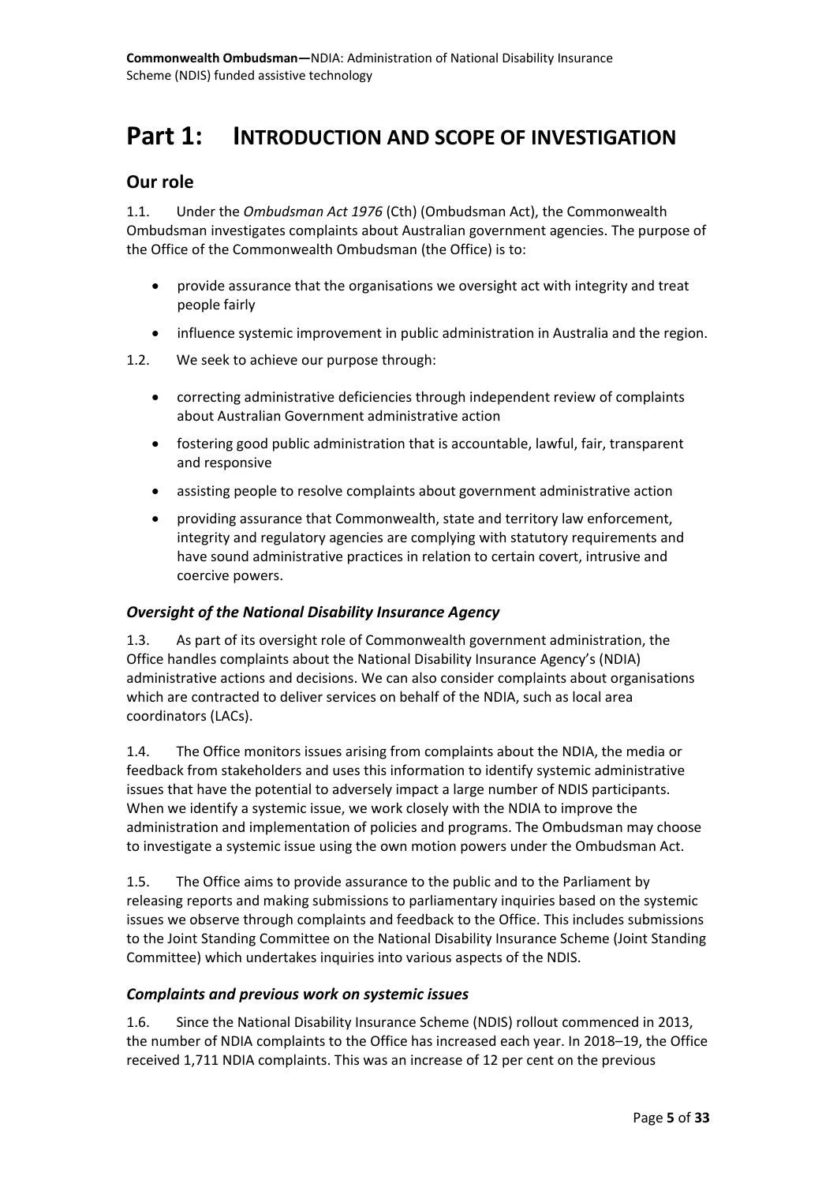# Part 1: Introduction and scope of investigation

## Our role

1.1. Under the *Ombudsman Act 1976* (Cth) (Ombudsman Act), the Commonwealth Ombudsman investigates complaints about Australian government agencies. The purpose of the Office of the Commonwealth Ombudsman (the Office) is to:

- provide assurance that the organisations we oversight act with integrity and treat people fairly
- influence systemic improvement in public administration in Australia and the region.

1.2. We seek to achieve our purpose through:

- correcting administrative deficiencies through independent review of complaints about Australian Government administrative action
- fostering good public administration that is accountable, lawful, fair, transparent and responsive
- assisting people to resolve complaints about government administrative action
- providing assurance that Commonwealth, state and territory law enforcement, integrity and regulatory agencies are complying with statutory requirements and have sound administrative practices in relation to certain covert, intrusive and coercive powers.

### *Oversight of the National Disability Insurance Agency*

1.3. As part of its oversight role of Commonwealth government administration, the Office handles complaints about the National Disability Insurance Agency's (NDIA) administrative actions and decisions. We can also consider complaints about organisations which are contracted to deliver services on behalf of the NDIA, such as local area coordinators (LACs).

1.4. The Office monitors issues arising from complaints about the NDIA, the media or feedback from stakeholders and uses this information to identify systemic administrative issues that have the potential to adversely impact a large number of NDIS participants. When we identify a systemic issue, we work closely with the NDIA to improve the administration and implementation of policies and programs. The Ombudsman may choose to investigate a systemic issue using the own motion powers under the Ombudsman Act.

1.5. The Office aims to provide assurance to the public and to the Parliament by releasing reports and making submissions to parliamentary inquiries based on the systemic issues we observe through complaints and feedback to the Office. This includes submissions to the Joint Standing Committee on the National Disability Insurance Scheme (Joint Standing Committee) which undertakes inquiries into various aspects of the NDIS.

### *Complaints and previous work on systemic issues*

1.6. Since the National Disability Insurance Scheme (NDIS) rollout commenced in 2013, the number of NDIA complaints to the Office has increased each year. In 2018–19, the Office received 1,711 NDIA complaints. This was an increase of 12 per cent on the previous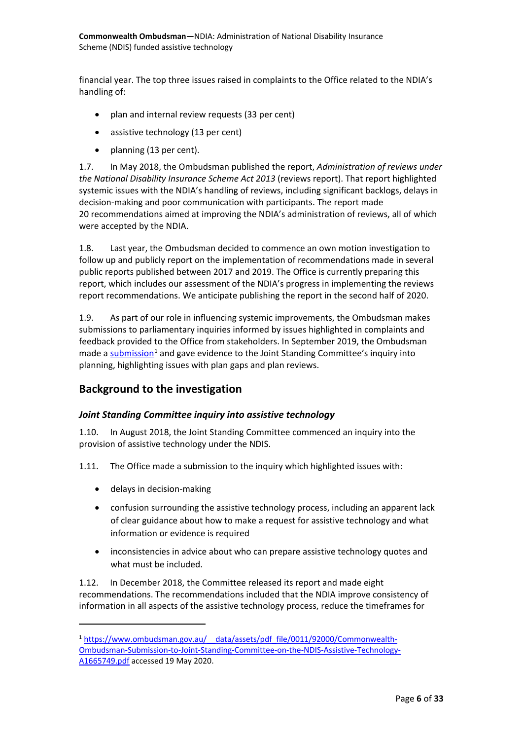financial year. The top three issues raised in complaints to the Office related to the NDIA's handling of:

- plan and internal review requests (33 per cent)
- assistive technology (13 per cent)
- planning (13 per cent).

1.7. In May 2018, the Ombudsman published the report, *Administration of reviews under the National Disability Insurance Scheme Act 2013* (reviews report). That report highlighted systemic issues with the NDIA's handling of reviews, including significant backlogs, delays in decision-making and poor communication with participants. The report made 20 recommendations aimed at improving the NDIA's administration of reviews, all of which were accepted by the NDIA.

1.8. Last year, the Ombudsman decided to commence an own motion investigation to follow up and publicly report on the implementation of recommendations made in several public reports published between 2017 and 2019. The Office is currently preparing this report, which includes our assessment of the NDIA's progress in implementing the reviews report recommendations. We anticipate publishing the report in the second half of 2020.

1.9. As part of our role in influencing systemic improvements, the Ombudsman makes submissions to parliamentary inquiries informed by issues highlighted in complaints and feedback provided to the Office from stakeholders. In September 2019, the Ombudsman made a submission[1] and gave evidence to the Joint Standing Committee's inquiry into planning, highlighting issues with plan gaps and plan reviews.

## Background to the investigation

### *Joint Standing Committee inquiry into assistive technology*

1.10. In August 2018, the Joint Standing Committee commenced an inquiry into the provision of assistive technology under the NDIS.

1.11. The Office made a submission to the inquiry which highlighted issues with:

- delays in decision-making
- confusion surrounding the assistive technology process, including an apparent lack of clear guidance about how to make a request for assistive technology and what information or evidence is required
- inconsistencies in advice about who can prepare assistive technology quotes and what must be included.

1.12. In December 2018, the Committee released its report and made eight recommendations. The recommendations included that the NDIA improve consistency of information in all aspects of the assistive technology process, reduce the timeframes for

---

[1] https://www.ombudsman.gov.au/__data/assets/pdf_file/0011/92000/Commonwealth-Ombudsman-Submission-to-Joint-Standing-Committee-on-the-NDIS-Assistive-Technology-A1665749.pdf accessed 19 May 2020.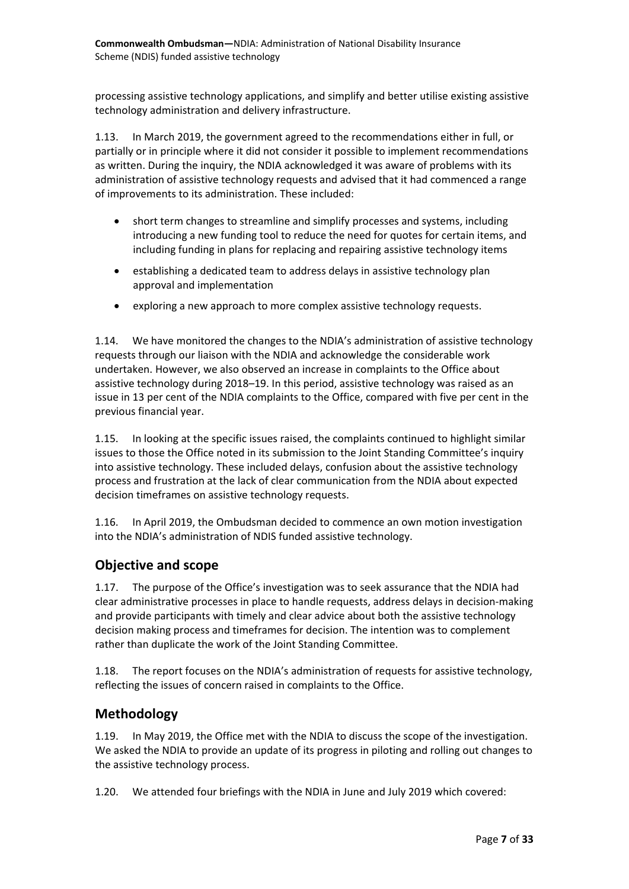processing assistive technology applications, and simplify and better utilise existing assistive technology administration and delivery infrastructure.

1.13. In March 2019, the government agreed to the recommendations either in full, or partially or in principle where it did not consider it possible to implement recommendations as written. During the inquiry, the NDIA acknowledged it was aware of problems with its administration of assistive technology requests and advised that it had commenced a range of improvements to its administration. These included:

- short term changes to streamline and simplify processes and systems, including introducing a new funding tool to reduce the need for quotes for certain items, and including funding in plans for replacing and repairing assistive technology items
- establishing a dedicated team to address delays in assistive technology plan approval and implementation
- exploring a new approach to more complex assistive technology requests.

1.14. We have monitored the changes to the NDIA's administration of assistive technology requests through our liaison with the NDIA and acknowledge the considerable work undertaken. However, we also observed an increase in complaints to the Office about assistive technology during 2018–19. In this period, assistive technology was raised as an issue in 13 per cent of the NDIA complaints to the Office, compared with five per cent in the previous financial year.

1.15. In looking at the specific issues raised, the complaints continued to highlight similar issues to those the Office noted in its submission to the Joint Standing Committee's inquiry into assistive technology. These included delays, confusion about the assistive technology process and frustration at the lack of clear communication from the NDIA about expected decision timeframes on assistive technology requests.

1.16. In April 2019, the Ombudsman decided to commence an own motion investigation into the NDIA's administration of NDIS funded assistive technology.

## Objective and scope

1.17. The purpose of the Office's investigation was to seek assurance that the NDIA had clear administrative processes in place to handle requests, address delays in decision-making and provide participants with timely and clear advice about both the assistive technology decision making process and timeframes for decision. The intention was to complement rather than duplicate the work of the Joint Standing Committee.

1.18. The report focuses on the NDIA's administration of requests for assistive technology, reflecting the issues of concern raised in complaints to the Office.

## Methodology

1.19. In May 2019, the Office met with the NDIA to discuss the scope of the investigation. We asked the NDIA to provide an update of its progress in piloting and rolling out changes to the assistive technology process.

1.20. We attended four briefings with the NDIA in June and July 2019 which covered: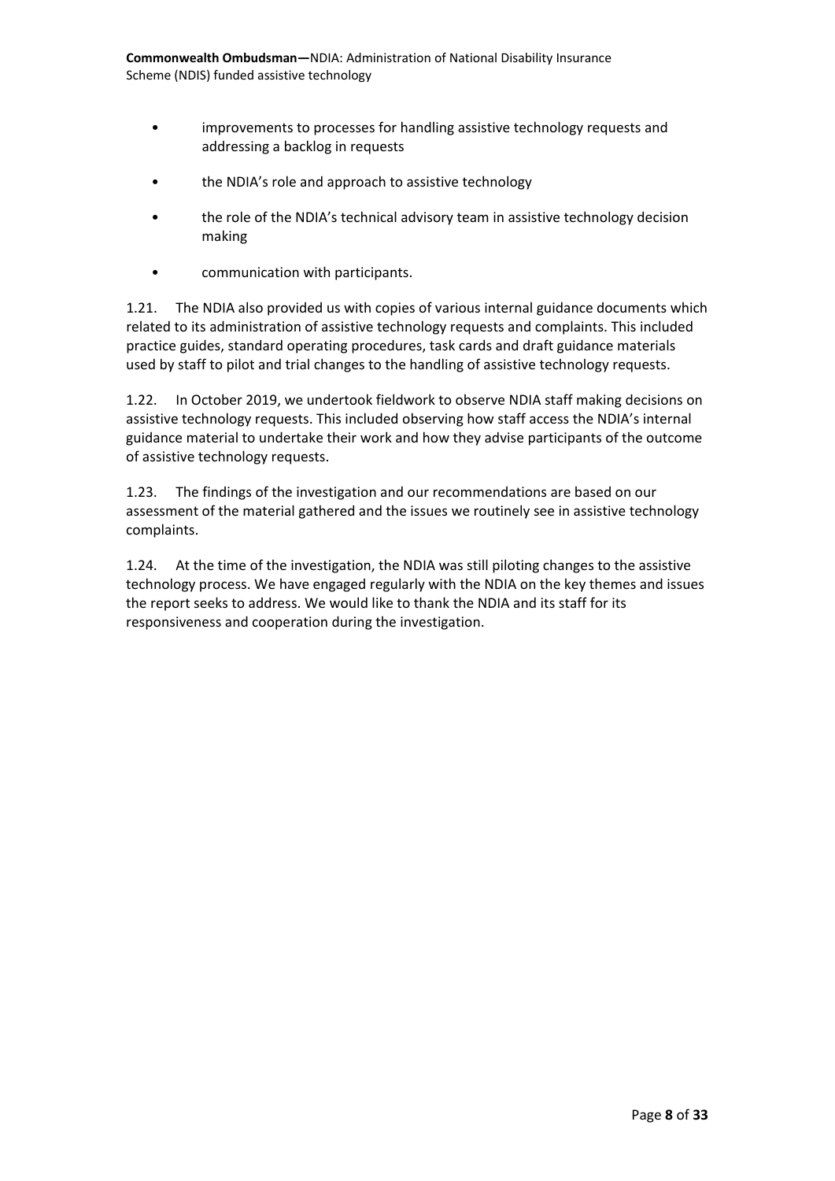- improvements to processes for handling assistive technology requests and addressing a backlog in requests
- the NDIA's role and approach to assistive technology
- the role of the NDIA's technical advisory team in assistive technology decision making
- communication with participants.

1.21. The NDIA also provided us with copies of various internal guidance documents which related to its administration of assistive technology requests and complaints. This included practice guides, standard operating procedures, task cards and draft guidance materials used by staff to pilot and trial changes to the handling of assistive technology requests.

1.22. In October 2019, we undertook fieldwork to observe NDIA staff making decisions on assistive technology requests. This included observing how staff access the NDIA's internal guidance material to undertake their work and how they advise participants of the outcome of assistive technology requests.

1.23. The findings of the investigation and our recommendations are based on our assessment of the material gathered and the issues we routinely see in assistive technology complaints.

1.24. At the time of the investigation, the NDIA was still piloting changes to the assistive technology process. We have engaged regularly with the NDIA on the key themes and issues the report seeks to address. We would like to thank the NDIA and its staff for its responsiveness and cooperation during the investigation.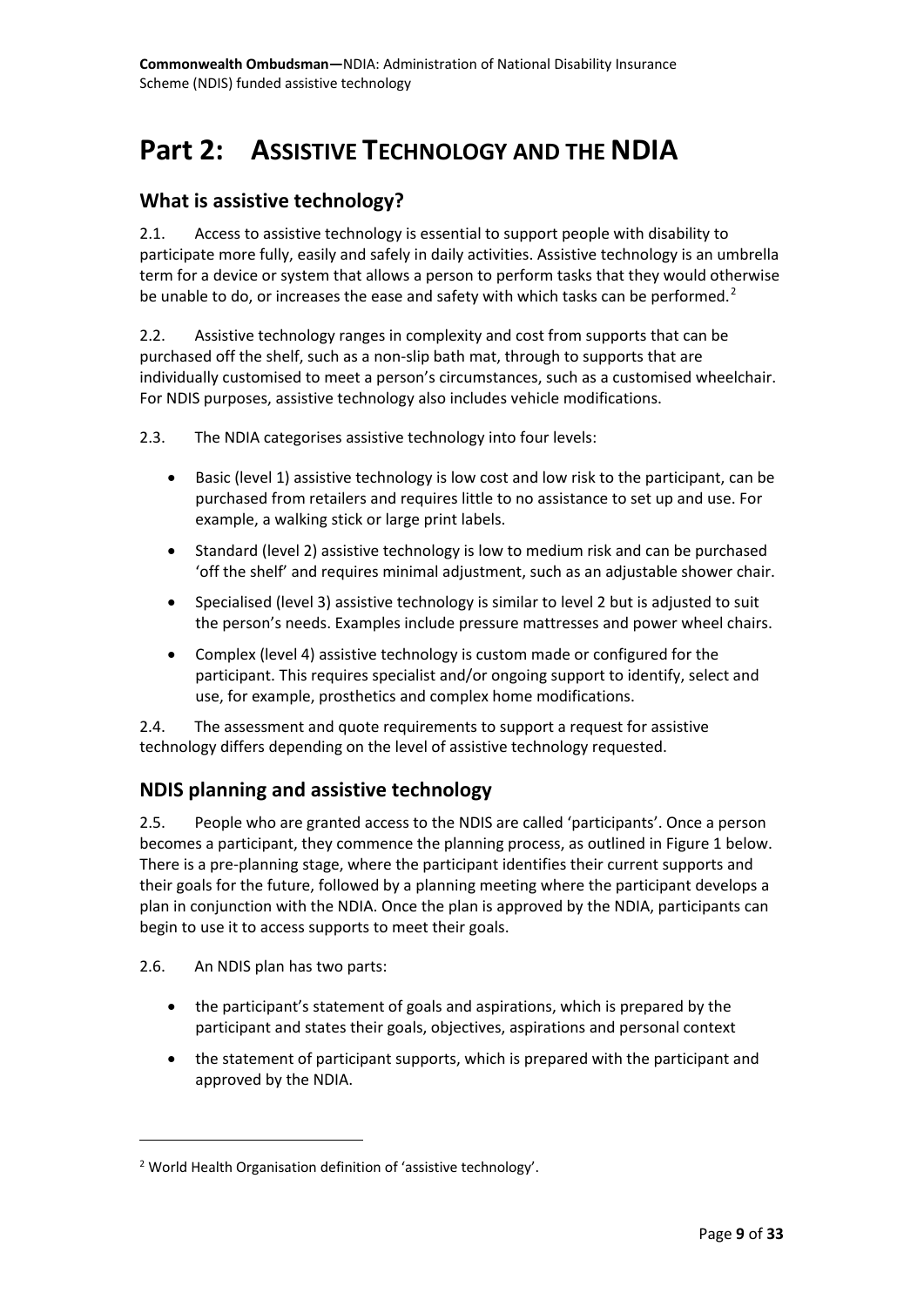# Part 2: Assistive Technology and the NDIA

## What is assistive technology?

2.1. Access to assistive technology is essential to support people with disability to participate more fully, easily and safely in daily activities. Assistive technology is an umbrella term for a device or system that allows a person to perform tasks that they would otherwise be unable to do, or increases the ease and safety with which tasks can be performed.[2]

2.2. Assistive technology ranges in complexity and cost from supports that can be purchased off the shelf, such as a non-slip bath mat, through to supports that are individually customised to meet a person's circumstances, such as a customised wheelchair. For NDIS purposes, assistive technology also includes vehicle modifications.

2.3. The NDIA categorises assistive technology into four levels:

- Basic (level 1) assistive technology is low cost and low risk to the participant, can be purchased from retailers and requires little to no assistance to set up and use. For example, a walking stick or large print labels.
- Standard (level 2) assistive technology is low to medium risk and can be purchased 'off the shelf' and requires minimal adjustment, such as an adjustable shower chair.
- Specialised (level 3) assistive technology is similar to level 2 but is adjusted to suit the person's needs. Examples include pressure mattresses and power wheel chairs.
- Complex (level 4) assistive technology is custom made or configured for the participant. This requires specialist and/or ongoing support to identify, select and use, for example, prosthetics and complex home modifications.

2.4. The assessment and quote requirements to support a request for assistive technology differs depending on the level of assistive technology requested.

## NDIS planning and assistive technology

2.5. People who are granted access to the NDIS are called 'participants'. Once a person becomes a participant, they commence the planning process, as outlined in Figure 1 below. There is a pre-planning stage, where the participant identifies their current supports and their goals for the future, followed by a planning meeting where the participant develops a plan in conjunction with the NDIA. Once the plan is approved by the NDIA, participants can begin to use it to access supports to meet their goals.

2.6. An NDIS plan has two parts:

- the participant's statement of goals and aspirations, which is prepared by the participant and states their goals, objectives, aspirations and personal context
- the statement of participant supports, which is prepared with the participant and approved by the NDIA.

[2] World Health Organisation definition of 'assistive technology'.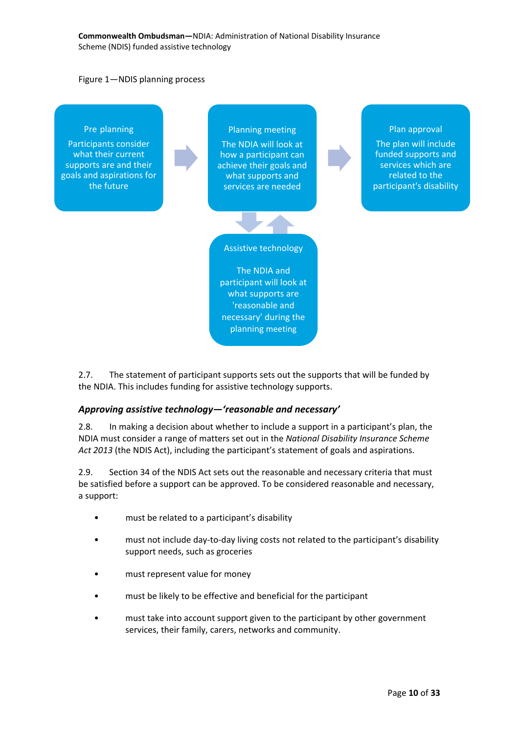Figure 1—NDIS planning process

**Pre planning**
Participants consider what their current supports are and their goals and aspirations for the future

**Planning meeting**
The NDIA will look at how a participant can achieve their goals and what supports and services are needed

**Plan approval**
The plan will include funded supports and services which are related to the participant's disability

**Assistive technology**
The NDIA and participant will look at what supports are 'reasonable and necessary' during the planning meeting

2.7. The statement of participant supports sets out the supports that will be funded by the NDIA. This includes funding for assistive technology supports.

### *Approving assistive technology—'reasonable and necessary'*

2.8. In making a decision about whether to include a support in a participant's plan, the NDIA must consider a range of matters set out in the *National Disability Insurance Scheme Act 2013* (the NDIS Act), including the participant's statement of goals and aspirations.

2.9. Section 34 of the NDIS Act sets out the reasonable and necessary criteria that must be satisfied before a support can be approved. To be considered reasonable and necessary, a support:

- must be related to a participant's disability
- must not include day-to-day living costs not related to the participant's disability support needs, such as groceries
- must represent value for money
- must be likely to be effective and beneficial for the participant
- must take into account support given to the participant by other government services, their family, carers, networks and community.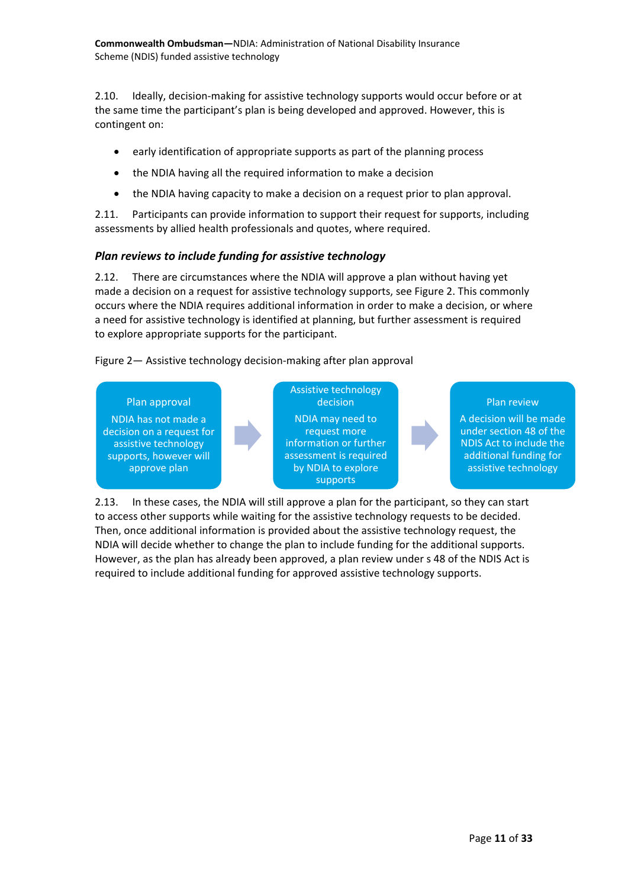2.10. Ideally, decision-making for assistive technology supports would occur before or at the same time the participant's plan is being developed and approved. However, this is contingent on:

- early identification of appropriate supports as part of the planning process
- the NDIA having all the required information to make a decision
- the NDIA having capacity to make a decision on a request prior to plan approval.

2.11. Participants can provide information to support their request for supports, including assessments by allied health professionals and quotes, where required.

### *Plan reviews to include funding for assistive technology*

2.12. There are circumstances where the NDIA will approve a plan without having yet made a decision on a request for assistive technology supports, see Figure 2. This commonly occurs where the NDIA requires additional information in order to make a decision, or where a need for assistive technology is identified at planning, but further assessment is required to explore appropriate supports for the participant.

Figure 2— Assistive technology decision-making after plan approval

| Plan approval | → | Assistive technology decision | → | Plan review |
|---|---|---|---|---|
| NDIA has not made a decision on a request for assistive technology supports, however will approve plan | | NDIA may need to request more information or further assessment is required by NDIA to explore supports | | A decision will be made under section 48 of the NDIS Act to include the additional funding for assistive technology |

2.13. In these cases, the NDIA will still approve a plan for the participant, so they can start to access other supports while waiting for the assistive technology requests to be decided. Then, once additional information is provided about the assistive technology request, the NDIA will decide whether to change the plan to include funding for the additional supports. However, as the plan has already been approved, a plan review under s 48 of the NDIS Act is required to include additional funding for approved assistive technology supports.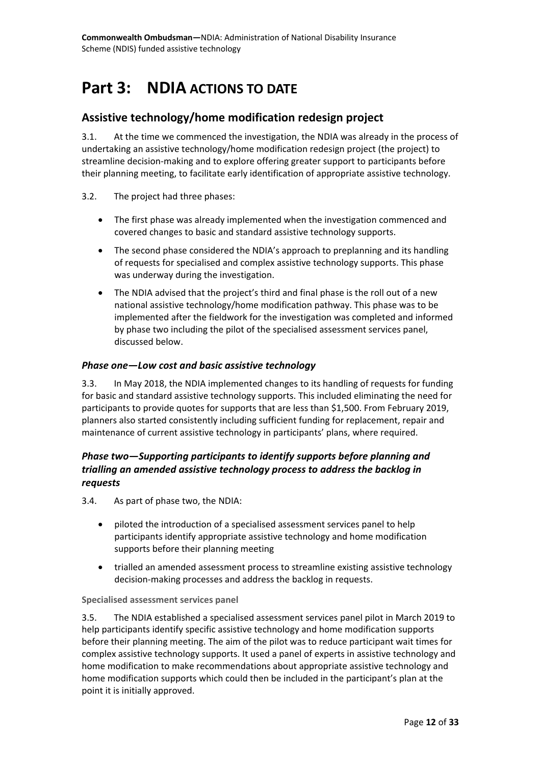# Part 3: NDIA ACTIONS TO DATE

## Assistive technology/home modification redesign project

3.1. At the time we commenced the investigation, the NDIA was already in the process of undertaking an assistive technology/home modification redesign project (the project) to streamline decision-making and to explore offering greater support to participants before their planning meeting, to facilitate early identification of appropriate assistive technology.

3.2. The project had three phases:

- The first phase was already implemented when the investigation commenced and covered changes to basic and standard assistive technology supports.
- The second phase considered the NDIA's approach to preplanning and its handling of requests for specialised and complex assistive technology supports. This phase was underway during the investigation.
- The NDIA advised that the project's third and final phase is the roll out of a new national assistive technology/home modification pathway. This phase was to be implemented after the fieldwork for the investigation was completed and informed by phase two including the pilot of the specialised assessment services panel, discussed below.

### *Phase one—Low cost and basic assistive technology*

3.3. In May 2018, the NDIA implemented changes to its handling of requests for funding for basic and standard assistive technology supports. This included eliminating the need for participants to provide quotes for supports that are less than $1,500. From February 2019, planners also started consistently including sufficient funding for replacement, repair and maintenance of current assistive technology in participants' plans, where required.

### *Phase two—Supporting participants to identify supports before planning and trialling an amended assistive technology process to address the backlog in requests*

3.4. As part of phase two, the NDIA:

- piloted the introduction of a specialised assessment services panel to help participants identify appropriate assistive technology and home modification supports before their planning meeting
- trialled an amended assessment process to streamline existing assistive technology decision-making processes and address the backlog in requests.

#### Specialised assessment services panel

3.5. The NDIA established a specialised assessment services panel pilot in March 2019 to help participants identify specific assistive technology and home modification supports before their planning meeting. The aim of the pilot was to reduce participant wait times for complex assistive technology supports. It used a panel of experts in assistive technology and home modification to make recommendations about appropriate assistive technology and home modification supports which could then be included in the participant's plan at the point it is initially approved.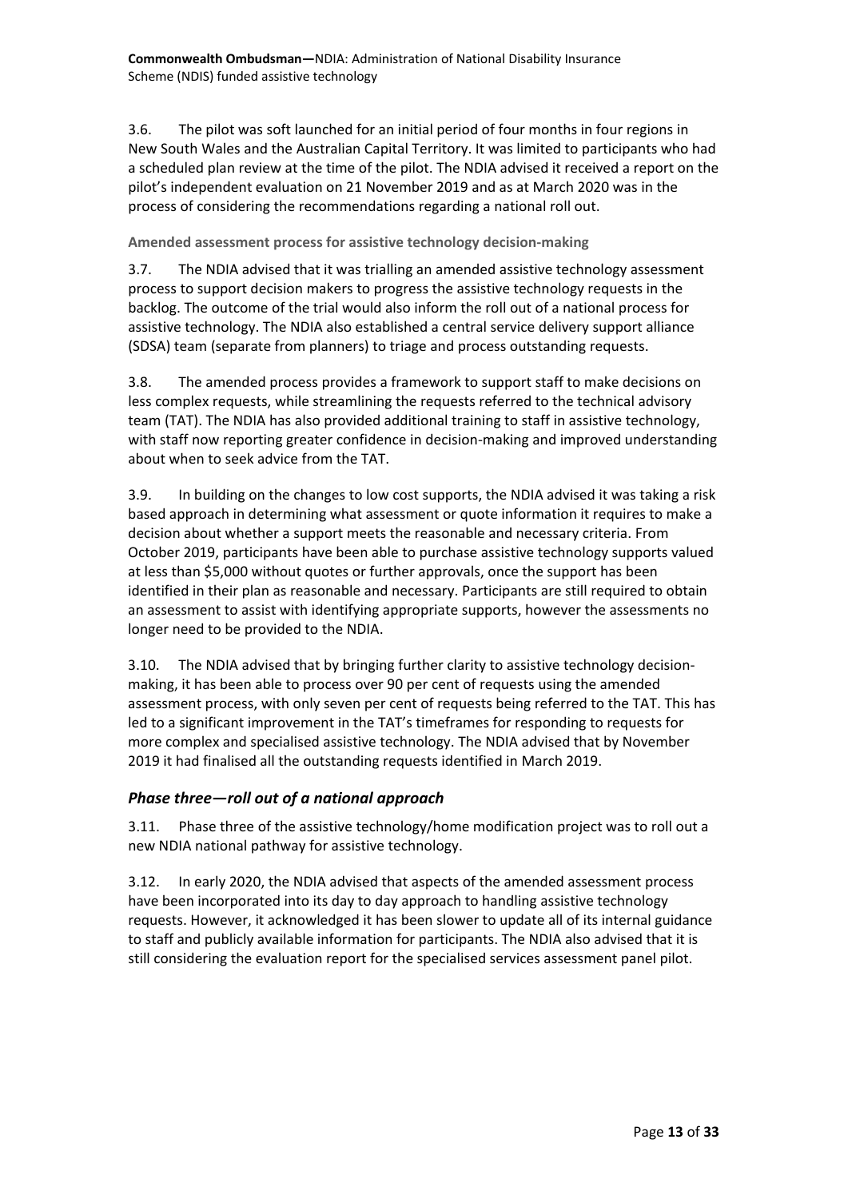3.6. The pilot was soft launched for an initial period of four months in four regions in New South Wales and the Australian Capital Territory. It was limited to participants who had a scheduled plan review at the time of the pilot. The NDIA advised it received a report on the pilot's independent evaluation on 21 November 2019 and as at March 2020 was in the process of considering the recommendations regarding a national roll out.

#### Amended assessment process for assistive technology decision-making

3.7. The NDIA advised that it was trialling an amended assistive technology assessment process to support decision makers to progress the assistive technology requests in the backlog. The outcome of the trial would also inform the roll out of a national process for assistive technology. The NDIA also established a central service delivery support alliance (SDSA) team (separate from planners) to triage and process outstanding requests.

3.8. The amended process provides a framework to support staff to make decisions on less complex requests, while streamlining the requests referred to the technical advisory team (TAT). The NDIA has also provided additional training to staff in assistive technology, with staff now reporting greater confidence in decision-making and improved understanding about when to seek advice from the TAT.

3.9. In building on the changes to low cost supports, the NDIA advised it was taking a risk based approach in determining what assessment or quote information it requires to make a decision about whether a support meets the reasonable and necessary criteria. From October 2019, participants have been able to purchase assistive technology supports valued at less than $5,000 without quotes or further approvals, once the support has been identified in their plan as reasonable and necessary. Participants are still required to obtain an assessment to assist with identifying appropriate supports, however the assessments no longer need to be provided to the NDIA.

3.10. The NDIA advised that by bringing further clarity to assistive technology decision-making, it has been able to process over 90 per cent of requests using the amended assessment process, with only seven per cent of requests being referred to the TAT. This has led to a significant improvement in the TAT's timeframes for responding to requests for more complex and specialised assistive technology. The NDIA advised that by November 2019 it had finalised all the outstanding requests identified in March 2019.

### *Phase three—roll out of a national approach*

3.11. Phase three of the assistive technology/home modification project was to roll out a new NDIA national pathway for assistive technology.

3.12. In early 2020, the NDIA advised that aspects of the amended assessment process have been incorporated into its day to day approach to handling assistive technology requests. However, it acknowledged it has been slower to update all of its internal guidance to staff and publicly available information for participants. The NDIA also advised that it is still considering the evaluation report for the specialised services assessment panel pilot.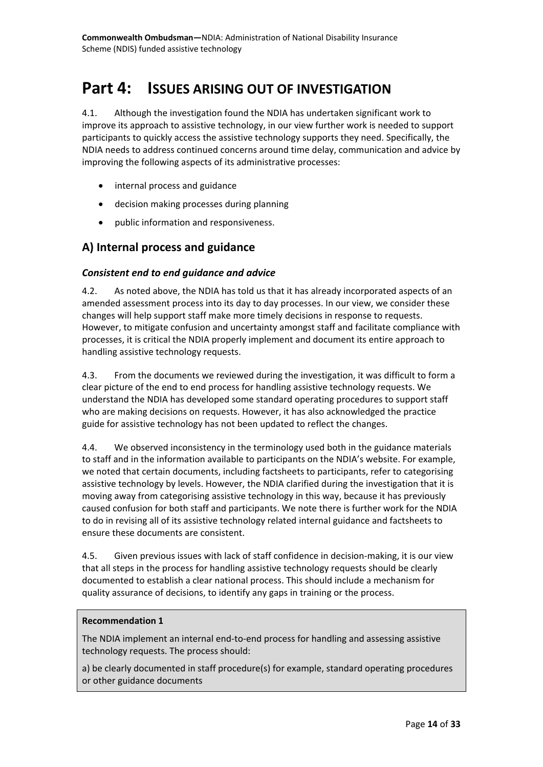# Part 4: Issues arising out of investigation

4.1. Although the investigation found the NDIA has undertaken significant work to improve its approach to assistive technology, in our view further work is needed to support participants to quickly access the assistive technology supports they need. Specifically, the NDIA needs to address continued concerns around time delay, communication and advice by improving the following aspects of its administrative processes:

- internal process and guidance
- decision making processes during planning
- public information and responsiveness.

## A) Internal process and guidance

### *Consistent end to end guidance and advice*

4.2. As noted above, the NDIA has told us that it has already incorporated aspects of an amended assessment process into its day to day processes. In our view, we consider these changes will help support staff make more timely decisions in response to requests. However, to mitigate confusion and uncertainty amongst staff and facilitate compliance with processes, it is critical the NDIA properly implement and document its entire approach to handling assistive technology requests.

4.3. From the documents we reviewed during the investigation, it was difficult to form a clear picture of the end to end process for handling assistive technology requests. We understand the NDIA has developed some standard operating procedures to support staff who are making decisions on requests. However, it has also acknowledged the practice guide for assistive technology has not been updated to reflect the changes.

4.4. We observed inconsistency in the terminology used both in the guidance materials to staff and in the information available to participants on the NDIA's website. For example, we noted that certain documents, including factsheets to participants, refer to categorising assistive technology by levels. However, the NDIA clarified during the investigation that it is moving away from categorising assistive technology in this way, because it has previously caused confusion for both staff and participants. We note there is further work for the NDIA to do in revising all of its assistive technology related internal guidance and factsheets to ensure these documents are consistent.

4.5. Given previous issues with lack of staff confidence in decision-making, it is our view that all steps in the process for handling assistive technology requests should be clearly documented to establish a clear national process. This should include a mechanism for quality assurance of decisions, to identify any gaps in training or the process.

**Recommendation 1**

The NDIA implement an internal end-to-end process for handling and assessing assistive technology requests. The process should:

a) be clearly documented in staff procedure(s) for example, standard operating procedures or other guidance documents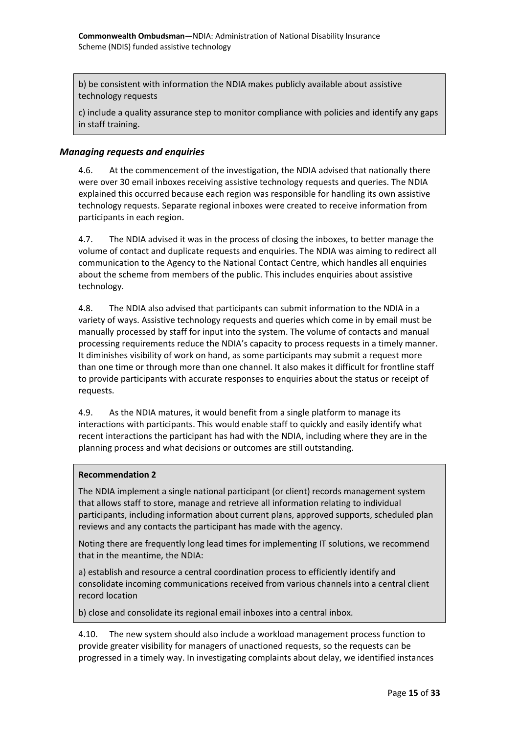b) be consistent with information the NDIA makes publicly available about assistive technology requests

c) include a quality assurance step to monitor compliance with policies and identify any gaps in staff training.

### *Managing requests and enquiries*

4.6. At the commencement of the investigation, the NDIA advised that nationally there were over 30 email inboxes receiving assistive technology requests and queries. The NDIA explained this occurred because each region was responsible for handling its own assistive technology requests. Separate regional inboxes were created to receive information from participants in each region.

4.7. The NDIA advised it was in the process of closing the inboxes, to better manage the volume of contact and duplicate requests and enquiries. The NDIA was aiming to redirect all communication to the Agency to the National Contact Centre, which handles all enquiries about the scheme from members of the public. This includes enquiries about assistive technology.

4.8. The NDIA also advised that participants can submit information to the NDIA in a variety of ways. Assistive technology requests and queries which come in by email must be manually processed by staff for input into the system. The volume of contacts and manual processing requirements reduce the NDIA's capacity to process requests in a timely manner. It diminishes visibility of work on hand, as some participants may submit a request more than one time or through more than one channel. It also makes it difficult for frontline staff to provide participants with accurate responses to enquiries about the status or receipt of requests.

4.9. As the NDIA matures, it would benefit from a single platform to manage its interactions with participants. This would enable staff to quickly and easily identify what recent interactions the participant has had with the NDIA, including where they are in the planning process and what decisions or outcomes are still outstanding.

**Recommendation 2**

The NDIA implement a single national participant (or client) records management system that allows staff to store, manage and retrieve all information relating to individual participants, including information about current plans, approved supports, scheduled plan reviews and any contacts the participant has made with the agency.

Noting there are frequently long lead times for implementing IT solutions, we recommend that in the meantime, the NDIA:

a) establish and resource a central coordination process to efficiently identify and consolidate incoming communications received from various channels into a central client record location

b) close and consolidate its regional email inboxes into a central inbox.

4.10. The new system should also include a workload management process function to provide greater visibility for managers of unactioned requests, so the requests can be progressed in a timely way. In investigating complaints about delay, we identified instances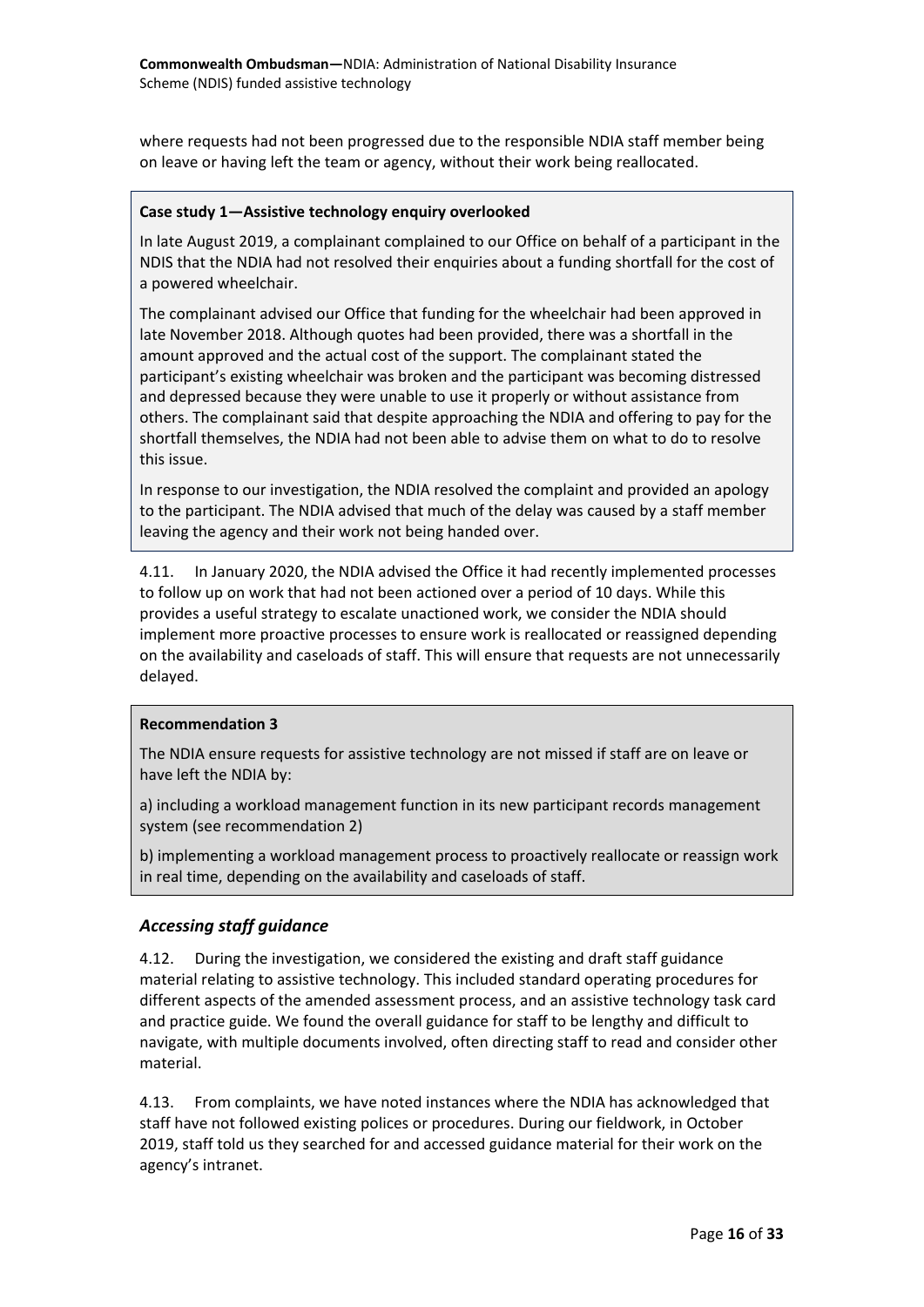where requests had not been progressed due to the responsible NDIA staff member being on leave or having left the team or agency, without their work being reallocated.

**Case study 1—Assistive technology enquiry overlooked**

In late August 2019, a complainant complained to our Office on behalf of a participant in the NDIS that the NDIA had not resolved their enquiries about a funding shortfall for the cost of a powered wheelchair.

The complainant advised our Office that funding for the wheelchair had been approved in late November 2018. Although quotes had been provided, there was a shortfall in the amount approved and the actual cost of the support. The complainant stated the participant's existing wheelchair was broken and the participant was becoming distressed and depressed because they were unable to use it properly or without assistance from others. The complainant said that despite approaching the NDIA and offering to pay for the shortfall themselves, the NDIA had not been able to advise them on what to do to resolve this issue.

In response to our investigation, the NDIA resolved the complaint and provided an apology to the participant. The NDIA advised that much of the delay was caused by a staff member leaving the agency and their work not being handed over.

4.11. In January 2020, the NDIA advised the Office it had recently implemented processes to follow up on work that had not been actioned over a period of 10 days. While this provides a useful strategy to escalate unactioned work, we consider the NDIA should implement more proactive processes to ensure work is reallocated or reassigned depending on the availability and caseloads of staff. This will ensure that requests are not unnecessarily delayed.

**Recommendation 3**

The NDIA ensure requests for assistive technology are not missed if staff are on leave or have left the NDIA by:

a) including a workload management function in its new participant records management system (see recommendation 2)

b) implementing a workload management process to proactively reallocate or reassign work in real time, depending on the availability and caseloads of staff.

### *Accessing staff guidance*

4.12. During the investigation, we considered the existing and draft staff guidance material relating to assistive technology. This included standard operating procedures for different aspects of the amended assessment process, and an assistive technology task card and practice guide. We found the overall guidance for staff to be lengthy and difficult to navigate, with multiple documents involved, often directing staff to read and consider other material.

4.13. From complaints, we have noted instances where the NDIA has acknowledged that staff have not followed existing polices or procedures. During our fieldwork, in October 2019, staff told us they searched for and accessed guidance material for their work on the agency's intranet.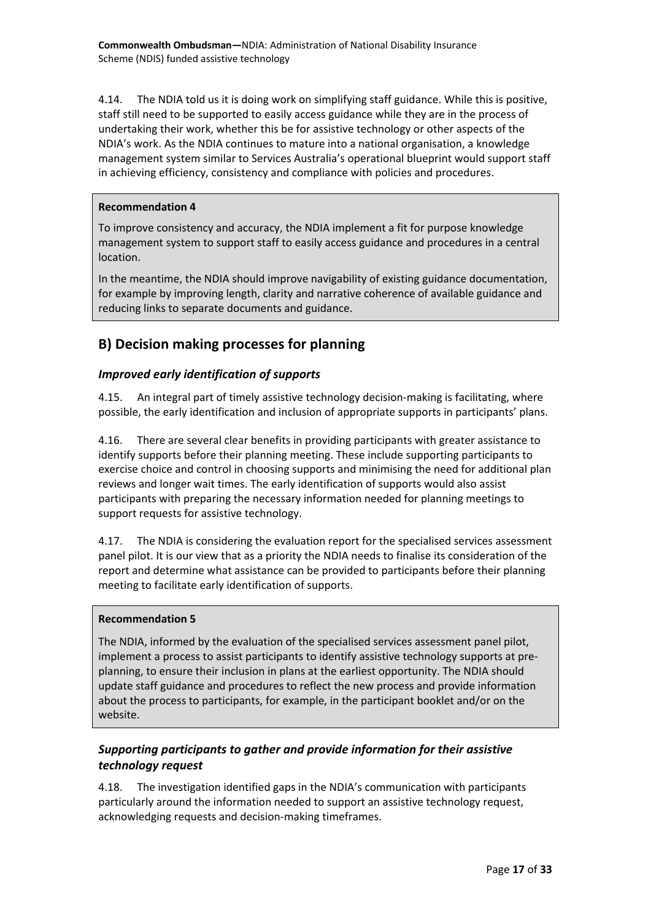4.14. The NDIA told us it is doing work on simplifying staff guidance. While this is positive, staff still need to be supported to easily access guidance while they are in the process of undertaking their work, whether this be for assistive technology or other aspects of the NDIA's work. As the NDIA continues to mature into a national organisation, a knowledge management system similar to Services Australia's operational blueprint would support staff in achieving efficiency, consistency and compliance with policies and procedures.

> **Recommendation 4**
>
> To improve consistency and accuracy, the NDIA implement a fit for purpose knowledge management system to support staff to easily access guidance and procedures in a central location.
>
> In the meantime, the NDIA should improve navigability of existing guidance documentation, for example by improving length, clarity and narrative coherence of available guidance and reducing links to separate documents and guidance.

## B) Decision making processes for planning

### *Improved early identification of supports*

4.15. An integral part of timely assistive technology decision-making is facilitating, where possible, the early identification and inclusion of appropriate supports in participants' plans.

4.16. There are several clear benefits in providing participants with greater assistance to identify supports before their planning meeting. These include supporting participants to exercise choice and control in choosing supports and minimising the need for additional plan reviews and longer wait times. The early identification of supports would also assist participants with preparing the necessary information needed for planning meetings to support requests for assistive technology.

4.17. The NDIA is considering the evaluation report for the specialised services assessment panel pilot. It is our view that as a priority the NDIA needs to finalise its consideration of the report and determine what assistance can be provided to participants before their planning meeting to facilitate early identification of supports.

> **Recommendation 5**
>
> The NDIA, informed by the evaluation of the specialised services assessment panel pilot, implement a process to assist participants to identify assistive technology supports at pre-planning, to ensure their inclusion in plans at the earliest opportunity. The NDIA should update staff guidance and procedures to reflect the new process and provide information about the process to participants, for example, in the participant booklet and/or on the website.

### *Supporting participants to gather and provide information for their assistive technology request*

4.18. The investigation identified gaps in the NDIA's communication with participants particularly around the information needed to support an assistive technology request, acknowledging requests and decision-making timeframes.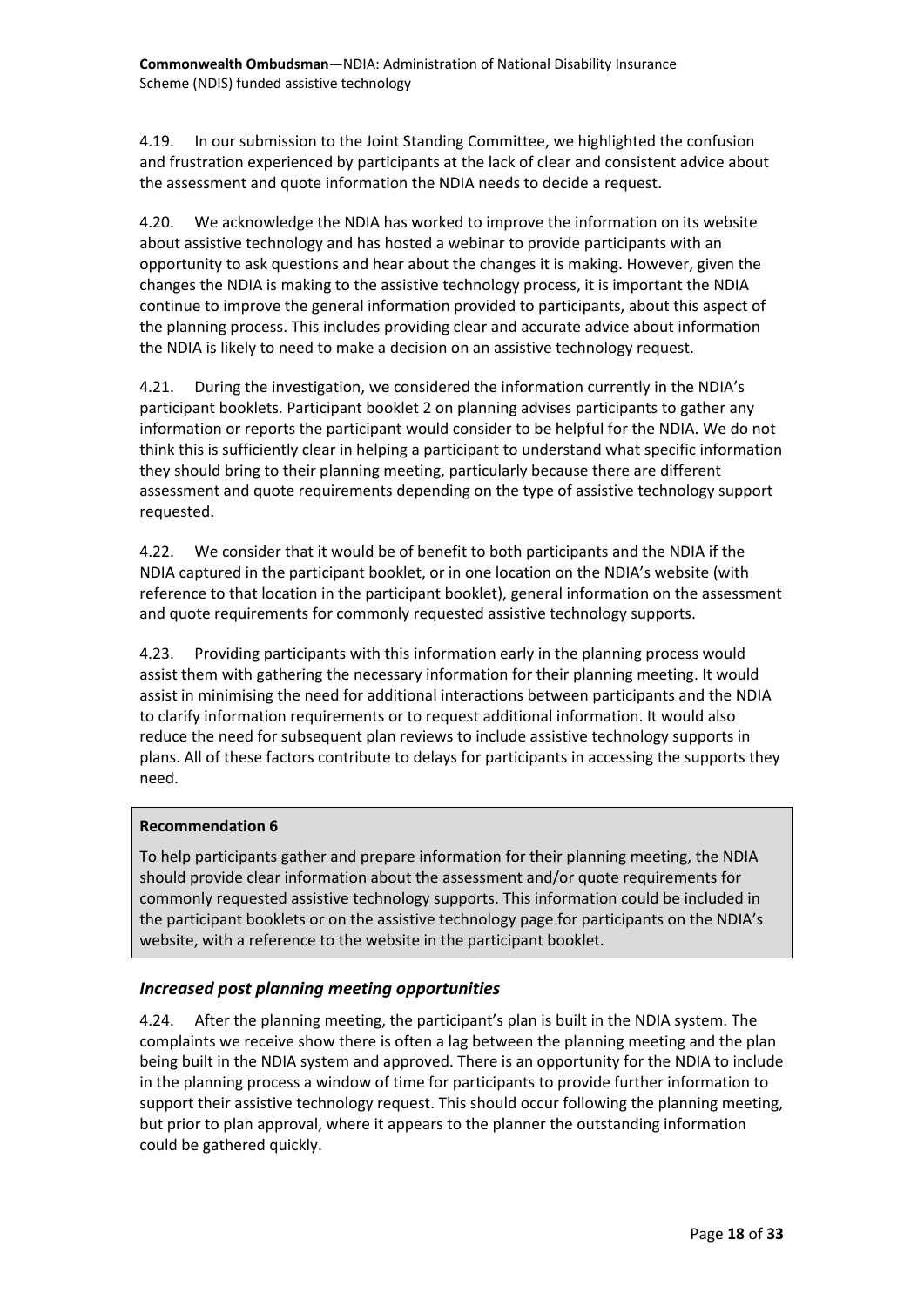4.19. In our submission to the Joint Standing Committee, we highlighted the confusion and frustration experienced by participants at the lack of clear and consistent advice about the assessment and quote information the NDIA needs to decide a request.

4.20. We acknowledge the NDIA has worked to improve the information on its website about assistive technology and has hosted a webinar to provide participants with an opportunity to ask questions and hear about the changes it is making. However, given the changes the NDIA is making to the assistive technology process, it is important the NDIA continue to improve the general information provided to participants, about this aspect of the planning process. This includes providing clear and accurate advice about information the NDIA is likely to need to make a decision on an assistive technology request.

4.21. During the investigation, we considered the information currently in the NDIA's participant booklets. Participant booklet 2 on planning advises participants to gather any information or reports the participant would consider to be helpful for the NDIA. We do not think this is sufficiently clear in helping a participant to understand what specific information they should bring to their planning meeting, particularly because there are different assessment and quote requirements depending on the type of assistive technology support requested.

4.22. We consider that it would be of benefit to both participants and the NDIA if the NDIA captured in the participant booklet, or in one location on the NDIA's website (with reference to that location in the participant booklet), general information on the assessment and quote requirements for commonly requested assistive technology supports.

4.23. Providing participants with this information early in the planning process would assist them with gathering the necessary information for their planning meeting. It would assist in minimising the need for additional interactions between participants and the NDIA to clarify information requirements or to request additional information. It would also reduce the need for subsequent plan reviews to include assistive technology supports in plans. All of these factors contribute to delays for participants in accessing the supports they need.

**Recommendation 6**

To help participants gather and prepare information for their planning meeting, the NDIA should provide clear information about the assessment and/or quote requirements for commonly requested assistive technology supports. This information could be included in the participant booklets or on the assistive technology page for participants on the NDIA's website, with a reference to the website in the participant booklet.

### *Increased post planning meeting opportunities*

4.24. After the planning meeting, the participant's plan is built in the NDIA system. The complaints we receive show there is often a lag between the planning meeting and the plan being built in the NDIA system and approved. There is an opportunity for the NDIA to include in the planning process a window of time for participants to provide further information to support their assistive technology request. This should occur following the planning meeting, but prior to plan approval, where it appears to the planner the outstanding information could be gathered quickly.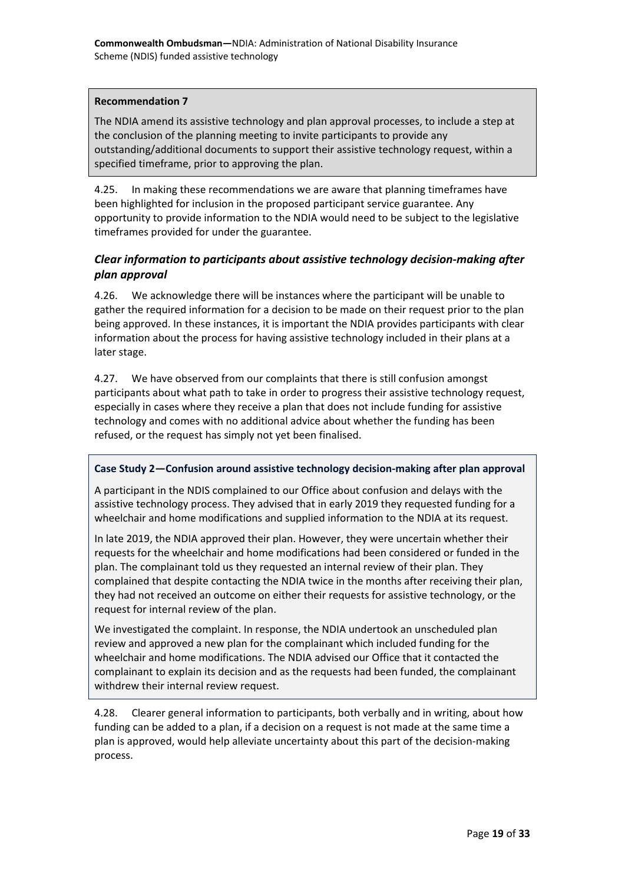**Recommendation 7**

The NDIA amend its assistive technology and plan approval processes, to include a step at the conclusion of the planning meeting to invite participants to provide any outstanding/additional documents to support their assistive technology request, within a specified timeframe, prior to approving the plan.

4.25. In making these recommendations we are aware that planning timeframes have been highlighted for inclusion in the proposed participant service guarantee. Any opportunity to provide information to the NDIA would need to be subject to the legislative timeframes provided for under the guarantee.

### *Clear information to participants about assistive technology decision-making after plan approval*

4.26. We acknowledge there will be instances where the participant will be unable to gather the required information for a decision to be made on their request prior to the plan being approved. In these instances, it is important the NDIA provides participants with clear information about the process for having assistive technology included in their plans at a later stage.

4.27. We have observed from our complaints that there is still confusion amongst participants about what path to take in order to progress their assistive technology request, especially in cases where they receive a plan that does not include funding for assistive technology and comes with no additional advice about whether the funding has been refused, or the request has simply not yet been finalised.

**Case Study 2—Confusion around assistive technology decision-making after plan approval**

A participant in the NDIS complained to our Office about confusion and delays with the assistive technology process. They advised that in early 2019 they requested funding for a wheelchair and home modifications and supplied information to the NDIA at its request.

In late 2019, the NDIA approved their plan. However, they were uncertain whether their requests for the wheelchair and home modifications had been considered or funded in the plan. The complainant told us they requested an internal review of their plan. They complained that despite contacting the NDIA twice in the months after receiving their plan, they had not received an outcome on either their requests for assistive technology, or the request for internal review of the plan.

We investigated the complaint. In response, the NDIA undertook an unscheduled plan review and approved a new plan for the complainant which included funding for the wheelchair and home modifications. The NDIA advised our Office that it contacted the complainant to explain its decision and as the requests had been funded, the complainant withdrew their internal review request.

4.28. Clearer general information to participants, both verbally and in writing, about how funding can be added to a plan, if a decision on a request is not made at the same time a plan is approved, would help alleviate uncertainty about this part of the decision-making process.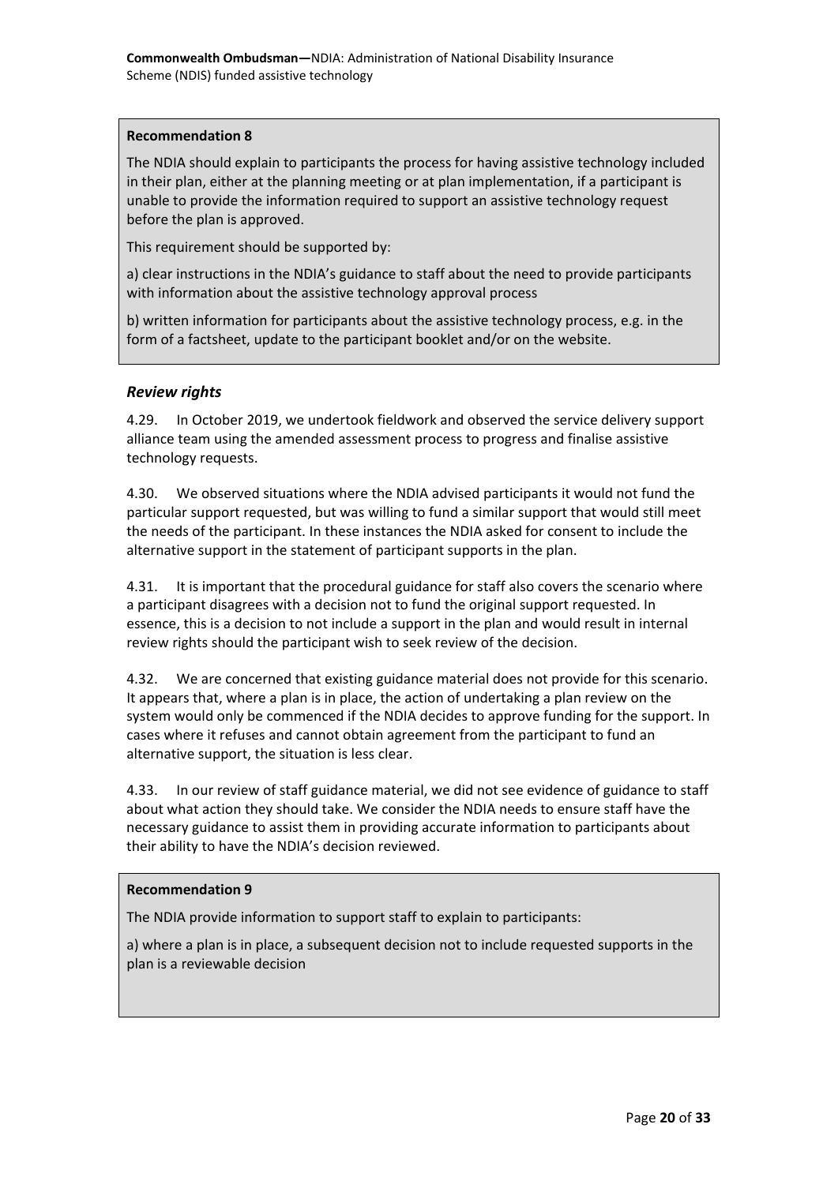**Recommendation 8**

The NDIA should explain to participants the process for having assistive technology included in their plan, either at the planning meeting or at plan implementation, if a participant is unable to provide the information required to support an assistive technology request before the plan is approved.

This requirement should be supported by:

a) clear instructions in the NDIA's guidance to staff about the need to provide participants with information about the assistive technology approval process

b) written information for participants about the assistive technology process, e.g. in the form of a factsheet, update to the participant booklet and/or on the website.

### *Review rights*

4.29. In October 2019, we undertook fieldwork and observed the service delivery support alliance team using the amended assessment process to progress and finalise assistive technology requests.

4.30. We observed situations where the NDIA advised participants it would not fund the particular support requested, but was willing to fund a similar support that would still meet the needs of the participant. In these instances the NDIA asked for consent to include the alternative support in the statement of participant supports in the plan.

4.31. It is important that the procedural guidance for staff also covers the scenario where a participant disagrees with a decision not to fund the original support requested. In essence, this is a decision to not include a support in the plan and would result in internal review rights should the participant wish to seek review of the decision.

4.32. We are concerned that existing guidance material does not provide for this scenario. It appears that, where a plan is in place, the action of undertaking a plan review on the system would only be commenced if the NDIA decides to approve funding for the support. In cases where it refuses and cannot obtain agreement from the participant to fund an alternative support, the situation is less clear.

4.33. In our review of staff guidance material, we did not see evidence of guidance to staff about what action they should take. We consider the NDIA needs to ensure staff have the necessary guidance to assist them in providing accurate information to participants about their ability to have the NDIA's decision reviewed.

**Recommendation 9**

The NDIA provide information to support staff to explain to participants:

a) where a plan is in place, a subsequent decision not to include requested supports in the plan is a reviewable decision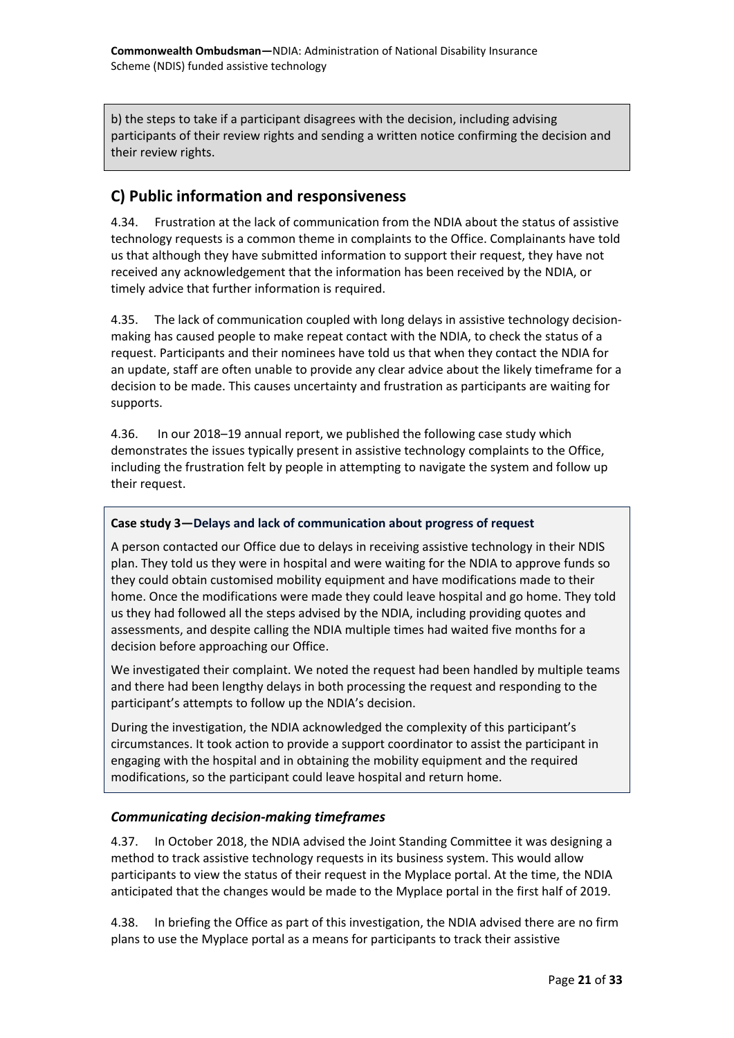b) the steps to take if a participant disagrees with the decision, including advising participants of their review rights and sending a written notice confirming the decision and their review rights.

## C) Public information and responsiveness

4.34. Frustration at the lack of communication from the NDIA about the status of assistive technology requests is a common theme in complaints to the Office. Complainants have told us that although they have submitted information to support their request, they have not received any acknowledgement that the information has been received by the NDIA, or timely advice that further information is required.

4.35. The lack of communication coupled with long delays in assistive technology decision-making has caused people to make repeat contact with the NDIA, to check the status of a request. Participants and their nominees have told us that when they contact the NDIA for an update, staff are often unable to provide any clear advice about the likely timeframe for a decision to be made. This causes uncertainty and frustration as participants are waiting for supports.

4.36. In our 2018–19 annual report, we published the following case study which demonstrates the issues typically present in assistive technology complaints to the Office, including the frustration felt by people in attempting to navigate the system and follow up their request.

**Case study 3—Delays and lack of communication about progress of request**

A person contacted our Office due to delays in receiving assistive technology in their NDIS plan. They told us they were in hospital and were waiting for the NDIA to approve funds so they could obtain customised mobility equipment and have modifications made to their home. Once the modifications were made they could leave hospital and go home. They told us they had followed all the steps advised by the NDIA, including providing quotes and assessments, and despite calling the NDIA multiple times had waited five months for a decision before approaching our Office.

We investigated their complaint. We noted the request had been handled by multiple teams and there had been lengthy delays in both processing the request and responding to the participant's attempts to follow up the NDIA's decision.

During the investigation, the NDIA acknowledged the complexity of this participant's circumstances. It took action to provide a support coordinator to assist the participant in engaging with the hospital and in obtaining the mobility equipment and the required modifications, so the participant could leave hospital and return home.

### *Communicating decision-making timeframes*

4.37. In October 2018, the NDIA advised the Joint Standing Committee it was designing a method to track assistive technology requests in its business system. This would allow participants to view the status of their request in the Myplace portal. At the time, the NDIA anticipated that the changes would be made to the Myplace portal in the first half of 2019.

4.38. In briefing the Office as part of this investigation, the NDIA advised there are no firm plans to use the Myplace portal as a means for participants to track their assistive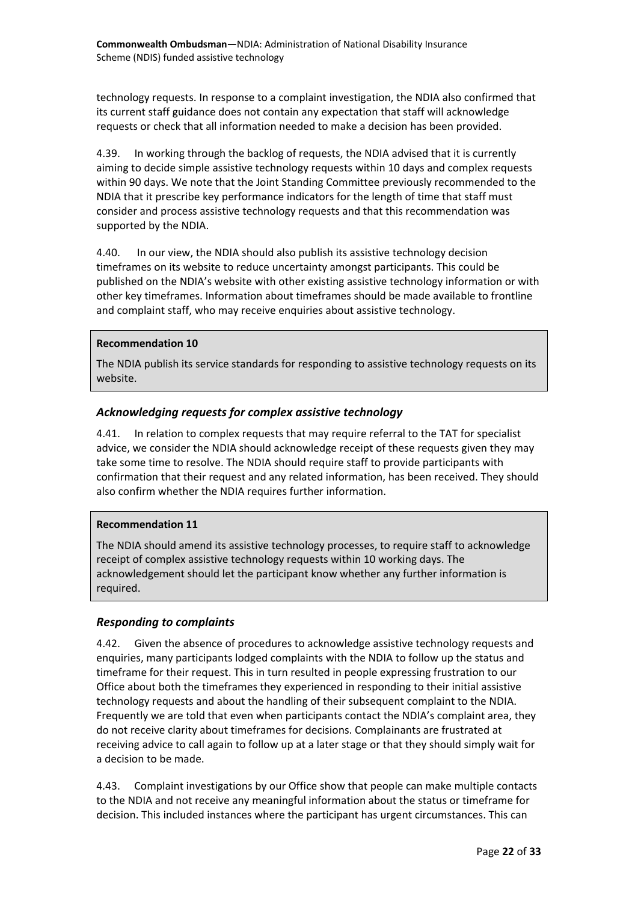technology requests. In response to a complaint investigation, the NDIA also confirmed that its current staff guidance does not contain any expectation that staff will acknowledge requests or check that all information needed to make a decision has been provided.

4.39. In working through the backlog of requests, the NDIA advised that it is currently aiming to decide simple assistive technology requests within 10 days and complex requests within 90 days. We note that the Joint Standing Committee previously recommended to the NDIA that it prescribe key performance indicators for the length of time that staff must consider and process assistive technology requests and that this recommendation was supported by the NDIA.

4.40. In our view, the NDIA should also publish its assistive technology decision timeframes on its website to reduce uncertainty amongst participants. This could be published on the NDIA's website with other existing assistive technology information or with other key timeframes. Information about timeframes should be made available to frontline and complaint staff, who may receive enquiries about assistive technology.

> **Recommendation 10**
>
> The NDIA publish its service standards for responding to assistive technology requests on its website.

### *Acknowledging requests for complex assistive technology*

4.41. In relation to complex requests that may require referral to the TAT for specialist advice, we consider the NDIA should acknowledge receipt of these requests given they may take some time to resolve. The NDIA should require staff to provide participants with confirmation that their request and any related information, has been received. They should also confirm whether the NDIA requires further information.

> **Recommendation 11**
>
> The NDIA should amend its assistive technology processes, to require staff to acknowledge receipt of complex assistive technology requests within 10 working days. The acknowledgement should let the participant know whether any further information is required.

### *Responding to complaints*

4.42. Given the absence of procedures to acknowledge assistive technology requests and enquiries, many participants lodged complaints with the NDIA to follow up the status and timeframe for their request. This in turn resulted in people expressing frustration to our Office about both the timeframes they experienced in responding to their initial assistive technology requests and about the handling of their subsequent complaint to the NDIA. Frequently we are told that even when participants contact the NDIA's complaint area, they do not receive clarity about timeframes for decisions. Complainants are frustrated at receiving advice to call again to follow up at a later stage or that they should simply wait for a decision to be made.

4.43. Complaint investigations by our Office show that people can make multiple contacts to the NDIA and not receive any meaningful information about the status or timeframe for decision. This included instances where the participant has urgent circumstances. This can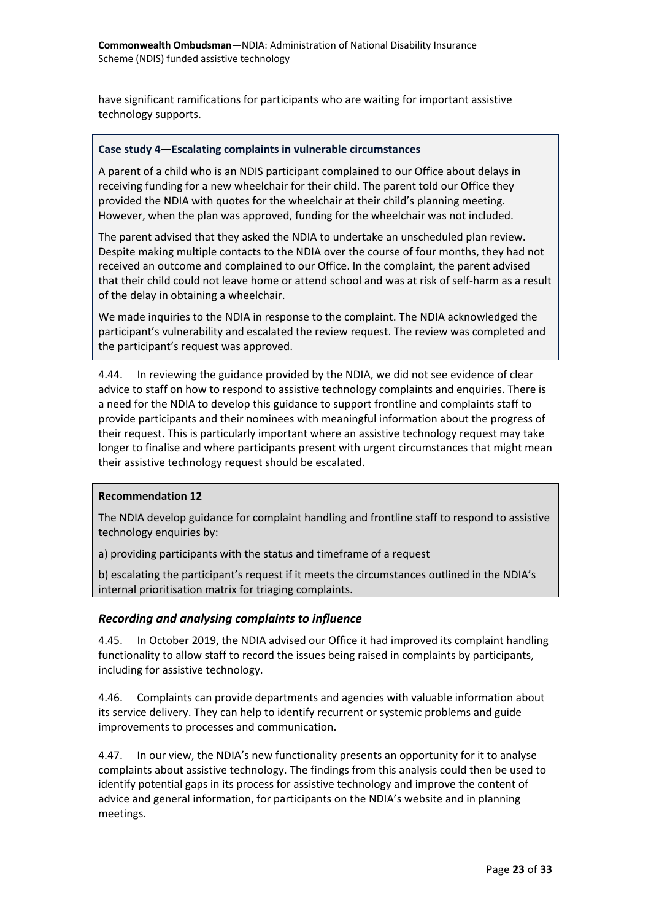have significant ramifications for participants who are waiting for important assistive technology supports.

**Case study 4—Escalating complaints in vulnerable circumstances**

A parent of a child who is an NDIS participant complained to our Office about delays in receiving funding for a new wheelchair for their child. The parent told our Office they provided the NDIA with quotes for the wheelchair at their child's planning meeting. However, when the plan was approved, funding for the wheelchair was not included.

The parent advised that they asked the NDIA to undertake an unscheduled plan review. Despite making multiple contacts to the NDIA over the course of four months, they had not received an outcome and complained to our Office. In the complaint, the parent advised that their child could not leave home or attend school and was at risk of self-harm as a result of the delay in obtaining a wheelchair.

We made inquiries to the NDIA in response to the complaint. The NDIA acknowledged the participant's vulnerability and escalated the review request. The review was completed and the participant's request was approved.

4.44. In reviewing the guidance provided by the NDIA, we did not see evidence of clear advice to staff on how to respond to assistive technology complaints and enquiries. There is a need for the NDIA to develop this guidance to support frontline and complaints staff to provide participants and their nominees with meaningful information about the progress of their request. This is particularly important where an assistive technology request may take longer to finalise and where participants present with urgent circumstances that might mean their assistive technology request should be escalated.

**Recommendation 12**

The NDIA develop guidance for complaint handling and frontline staff to respond to assistive technology enquiries by:

a) providing participants with the status and timeframe of a request

b) escalating the participant's request if it meets the circumstances outlined in the NDIA's internal prioritisation matrix for triaging complaints.

### *Recording and analysing complaints to influence*

4.45. In October 2019, the NDIA advised our Office it had improved its complaint handling functionality to allow staff to record the issues being raised in complaints by participants, including for assistive technology.

4.46. Complaints can provide departments and agencies with valuable information about its service delivery. They can help to identify recurrent or systemic problems and guide improvements to processes and communication.

4.47. In our view, the NDIA's new functionality presents an opportunity for it to analyse complaints about assistive technology. The findings from this analysis could then be used to identify potential gaps in its process for assistive technology and improve the content of advice and general information, for participants on the NDIA's website and in planning meetings.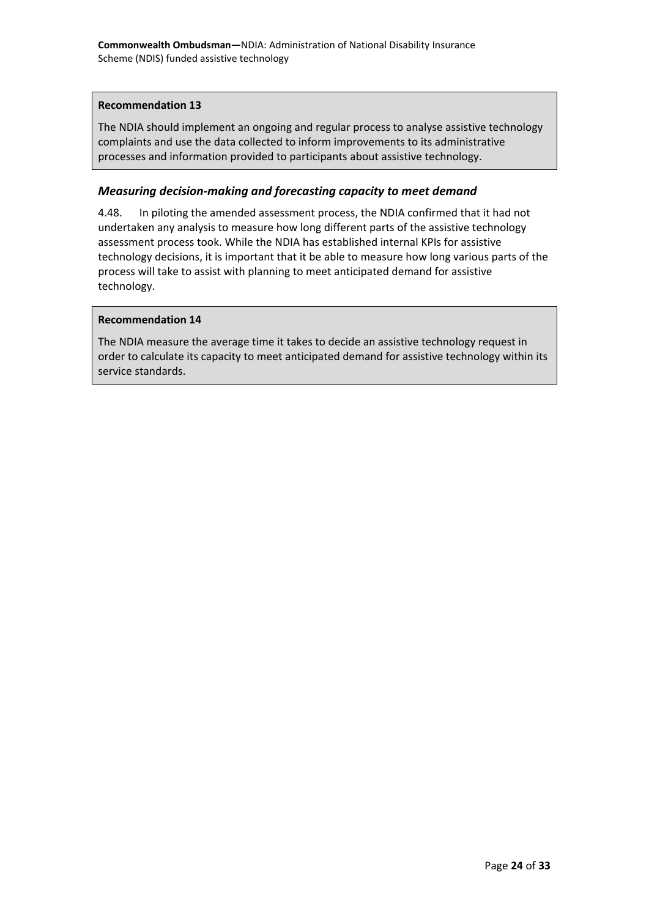**Recommendation 13**

The NDIA should implement an ongoing and regular process to analyse assistive technology complaints and use the data collected to inform improvements to its administrative processes and information provided to participants about assistive technology.

### *Measuring decision-making and forecasting capacity to meet demand*

4.48. In piloting the amended assessment process, the NDIA confirmed that it had not undertaken any analysis to measure how long different parts of the assistive technology assessment process took. While the NDIA has established internal KPIs for assistive technology decisions, it is important that it be able to measure how long various parts of the process will take to assist with planning to meet anticipated demand for assistive technology.

**Recommendation 14**

The NDIA measure the average time it takes to decide an assistive technology request in order to calculate its capacity to meet anticipated demand for assistive technology within its service standards.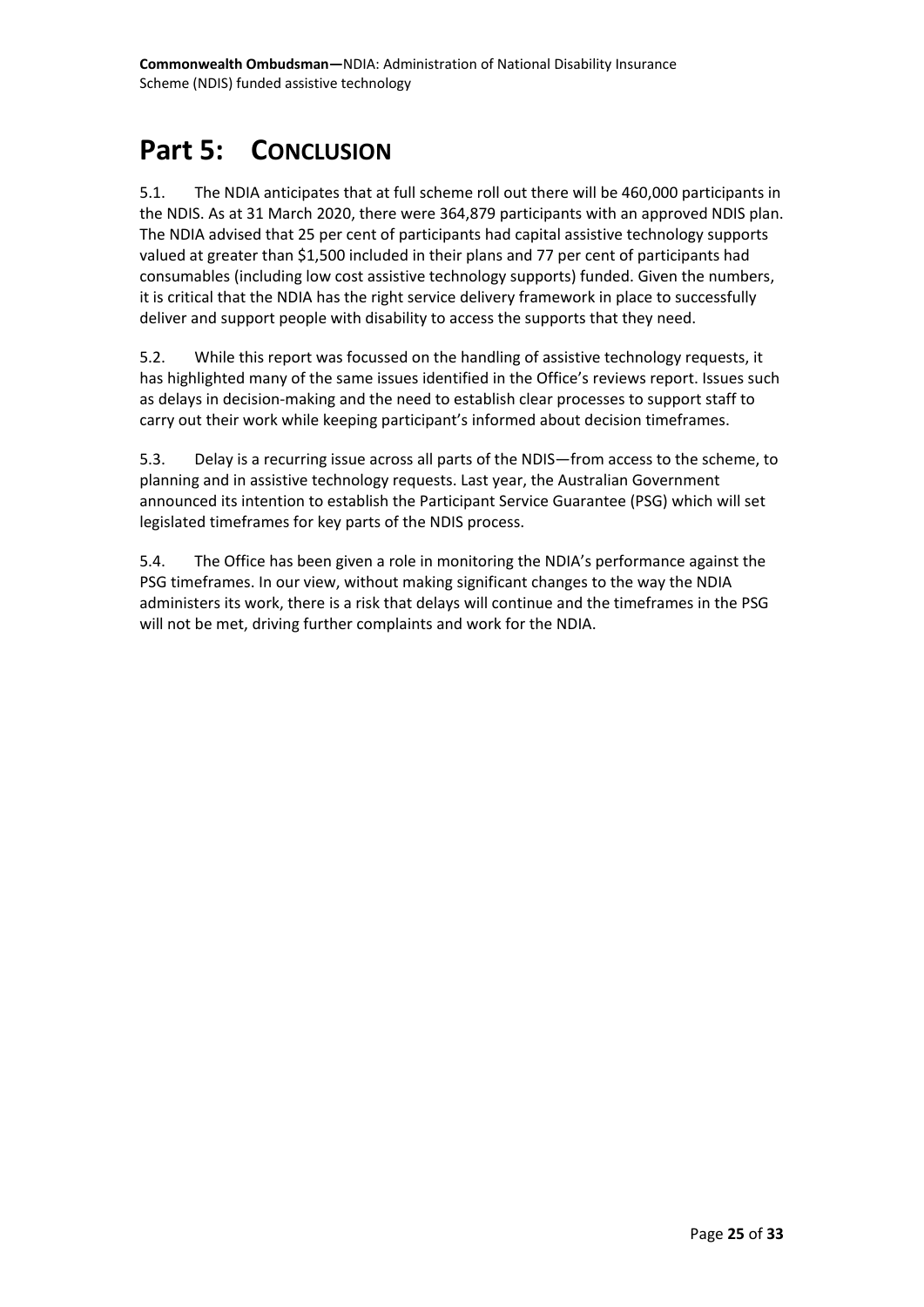# Part 5: CONCLUSION

5.1. The NDIA anticipates that at full scheme roll out there will be 460,000 participants in the NDIS. As at 31 March 2020, there were 364,879 participants with an approved NDIS plan. The NDIA advised that 25 per cent of participants had capital assistive technology supports valued at greater than $1,500 included in their plans and 77 per cent of participants had consumables (including low cost assistive technology supports) funded. Given the numbers, it is critical that the NDIA has the right service delivery framework in place to successfully deliver and support people with disability to access the supports that they need.

5.2. While this report was focussed on the handling of assistive technology requests, it has highlighted many of the same issues identified in the Office's reviews report. Issues such as delays in decision-making and the need to establish clear processes to support staff to carry out their work while keeping participant's informed about decision timeframes.

5.3. Delay is a recurring issue across all parts of the NDIS—from access to the scheme, to planning and in assistive technology requests. Last year, the Australian Government announced its intention to establish the Participant Service Guarantee (PSG) which will set legislated timeframes for key parts of the NDIS process.

5.4. The Office has been given a role in monitoring the NDIA's performance against the PSG timeframes. In our view, without making significant changes to the way the NDIA administers its work, there is a risk that delays will continue and the timeframes in the PSG will not be met, driving further complaints and work for the NDIA.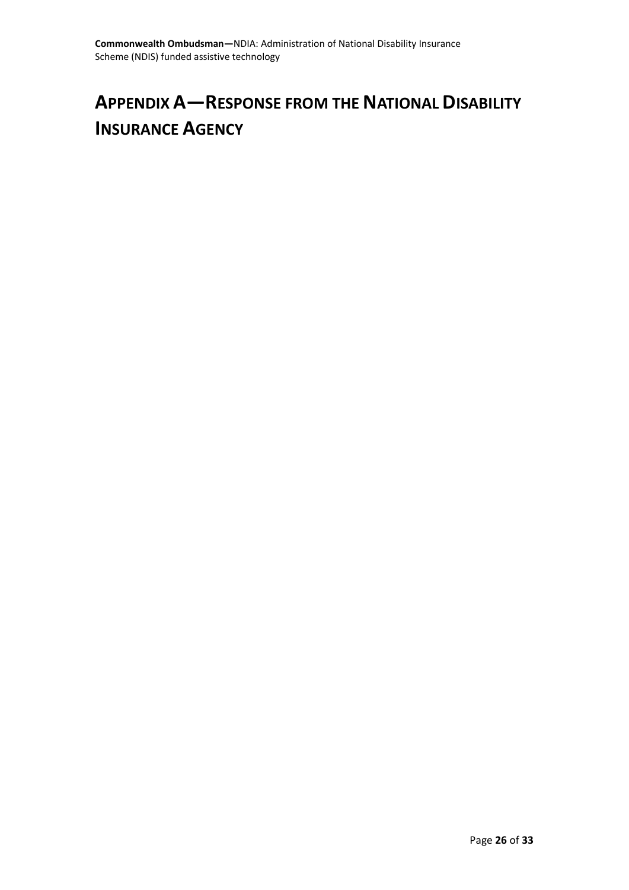# Appendix A—Response from the National Disability Insurance Agency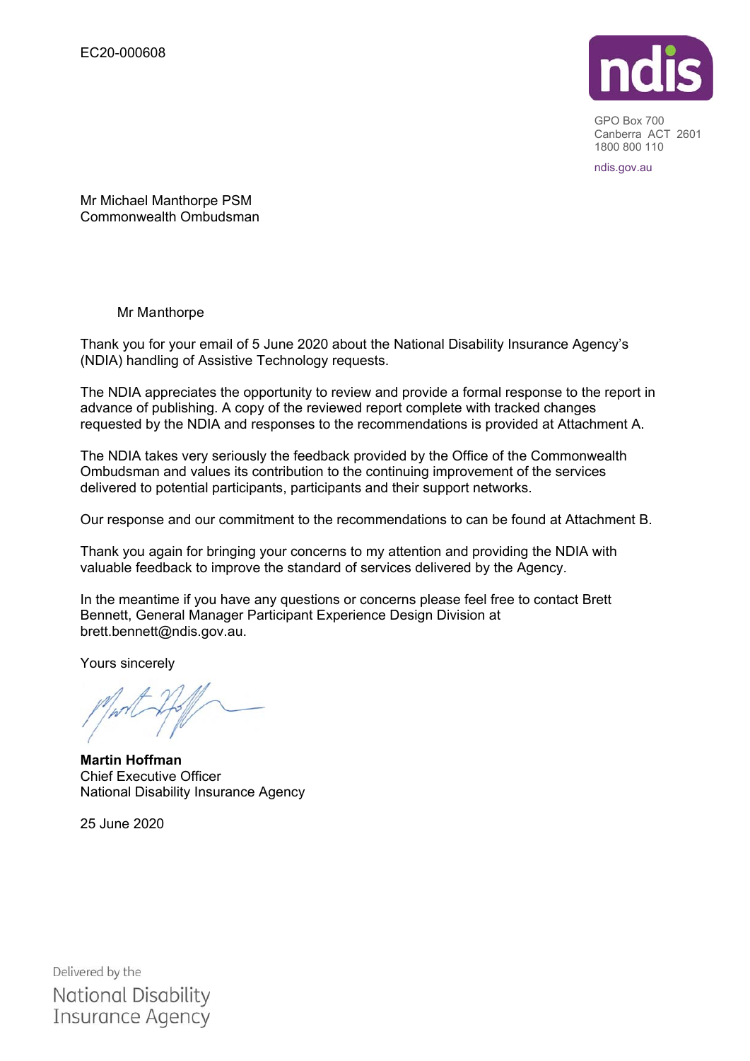EC20-000608

GPO Box 700
Canberra ACT 2601
1800 800 110

ndis.gov.au

Mr Michael Manthorpe PSM
Commonwealth Ombudsman

Mr Manthorpe

Thank you for your email of 5 June 2020 about the National Disability Insurance Agency's (NDIA) handling of Assistive Technology requests.

The NDIA appreciates the opportunity to review and provide a formal response to the report in advance of publishing. A copy of the reviewed report complete with tracked changes requested by the NDIA and responses to the recommendations is provided at Attachment A.

The NDIA takes very seriously the feedback provided by the Office of the Commonwealth Ombudsman and values its contribution to the continuing improvement of the services delivered to potential participants, participants and their support networks.

Our response and our commitment to the recommendations to can be found at Attachment B.

Thank you again for bringing your concerns to my attention and providing the NDIA with valuable feedback to improve the standard of services delivered by the Agency.

In the meantime if you have any questions or concerns please feel free to contact Brett Bennett, General Manager Participant Experience Design Division at brett.bennett@ndis.gov.au.

Yours sincerely

**Martin Hoffman**
Chief Executive Officer
National Disability Insurance Agency

25 June 2020

Delivered by the
National Disability
Insurance Agency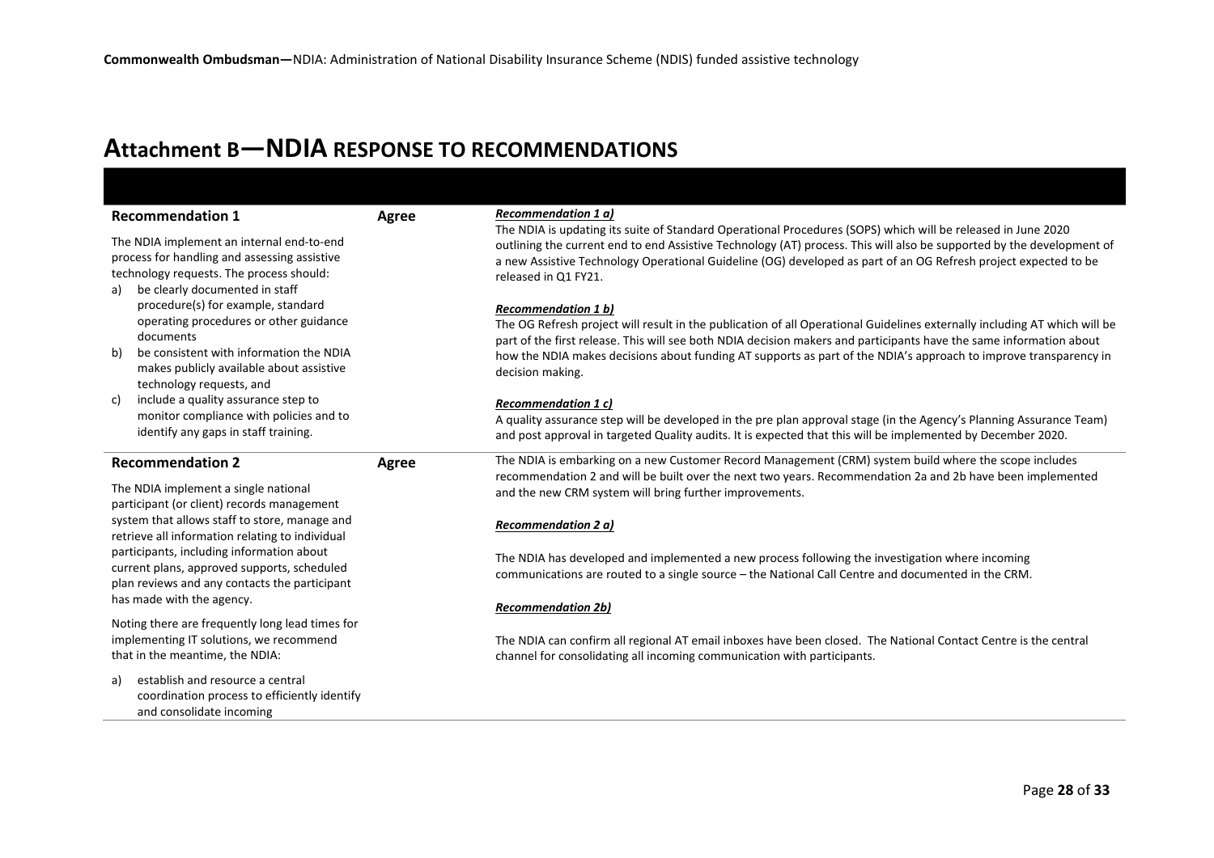# Attachment B—NDIA RESPONSE TO RECOMMENDATIONS

| | | |
|---|---|---|
| **Recommendation 1**<br><br>The NDIA implement an internal end-to-end process for handling and assessing assistive technology requests. The process should:<br>a) be clearly documented in staff procedure(s) for example, standard operating procedures or other guidance documents<br>b) be consistent with information the NDIA makes publicly available about assistive technology requests, and<br>c) include a quality assurance step to monitor compliance with policies and to identify any gaps in staff training. | **Agree** | ***Recommendation 1 a)***<br>The NDIA is updating its suite of Standard Operational Procedures (SOPS) which will be released in June 2020 outlining the current end to end Assistive Technology (AT) process. This will also be supported by the development of a new Assistive Technology Operational Guideline (OG) developed as part of an OG Refresh project expected to be released in Q1 FY21.<br><br>***Recommendation 1 b)***<br>The OG Refresh project will result in the publication of all Operational Guidelines externally including AT which will be part of the first release. This will see both NDIA decision makers and participants have the same information about how the NDIA makes decisions about funding AT supports as part of the NDIA's approach to improve transparency in decision making.<br><br>***Recommendation 1 c)***<br>A quality assurance step will be developed in the pre plan approval stage (in the Agency's Planning Assurance Team) and post approval in targeted Quality audits. It is expected that this will be implemented by December 2020. |
| **Recommendation 2**<br><br>The NDIA implement a single national participant (or client) records management system that allows staff to store, manage and retrieve all information relating to individual participants, including information about current plans, approved supports, scheduled plan reviews and any contacts the participant has made with the agency.<br><br>Noting there are frequently long lead times for implementing IT solutions, we recommend that in the meantime, the NDIA:<br><br>a) establish and resource a central coordination process to efficiently identify and consolidate incoming | **Agree** | The NDIA is embarking on a new Customer Record Management (CRM) system build where the scope includes recommendation 2 and will be built over the next two years. Recommendation 2a and 2b have been implemented and the new CRM system will bring further improvements.<br><br>***Recommendation 2 a)***<br><br>The NDIA has developed and implemented a new process following the investigation where incoming communications are routed to a single source – the National Call Centre and documented in the CRM.<br><br>***Recommendation 2b)***<br><br>The NDIA can confirm all regional AT email inboxes have been closed. The National Contact Centre is the central channel for consolidating all incoming communication with participants. |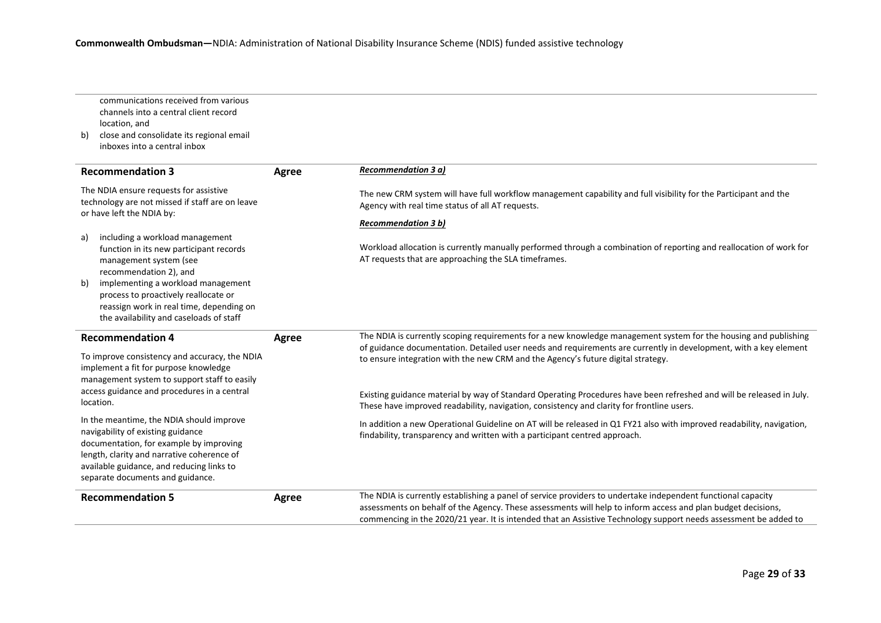| | | |
|---|---|---|
| communications received from various channels into a central client record location, and<br>b) close and consolidate its regional email inboxes into a central inbox | | |
| **Recommendation 3**<br><br>The NDIA ensure requests for assistive technology are not missed if staff are on leave or have left the NDIA by:<br><br>a) including a workload management function in its new participant records management system (see recommendation 2), and<br>b) implementing a workload management process to proactively reallocate or reassign work in real time, depending on the availability and caseloads of staff | **Agree** | ***Recommendation 3 a)***<br><br>The new CRM system will have full workflow management capability and full visibility for the Participant and the Agency with real time status of all AT requests.<br><br>***Recommendation 3 b)***<br><br>Workload allocation is currently manually performed through a combination of reporting and reallocation of work for AT requests that are approaching the SLA timeframes. |
| **Recommendation 4**<br><br>To improve consistency and accuracy, the NDIA implement a fit for purpose knowledge management system to support staff to easily access guidance and procedures in a central location.<br><br>In the meantime, the NDIA should improve navigability of existing guidance documentation, for example by improving length, clarity and narrative coherence of available guidance, and reducing links to separate documents and guidance. | **Agree** | The NDIA is currently scoping requirements for a new knowledge management system for the housing and publishing of guidance documentation. Detailed user needs and requirements are currently in development, with a key element to ensure integration with the new CRM and the Agency's future digital strategy.<br><br>Existing guidance material by way of Standard Operating Procedures have been refreshed and will be released in July. These have improved readability, navigation, consistency and clarity for frontline users.<br><br>In addition a new Operational Guideline on AT will be released in Q1 FY21 also with improved readability, navigation, findability, transparency and written with a participant centred approach. |
| **Recommendation 5** | **Agree** | The NDIA is currently establishing a panel of service providers to undertake independent functional capacity assessments on behalf of the Agency. These assessments will help to inform access and plan budget decisions, commencing in the 2020/21 year. It is intended that an Assistive Technology support needs assessment be added to |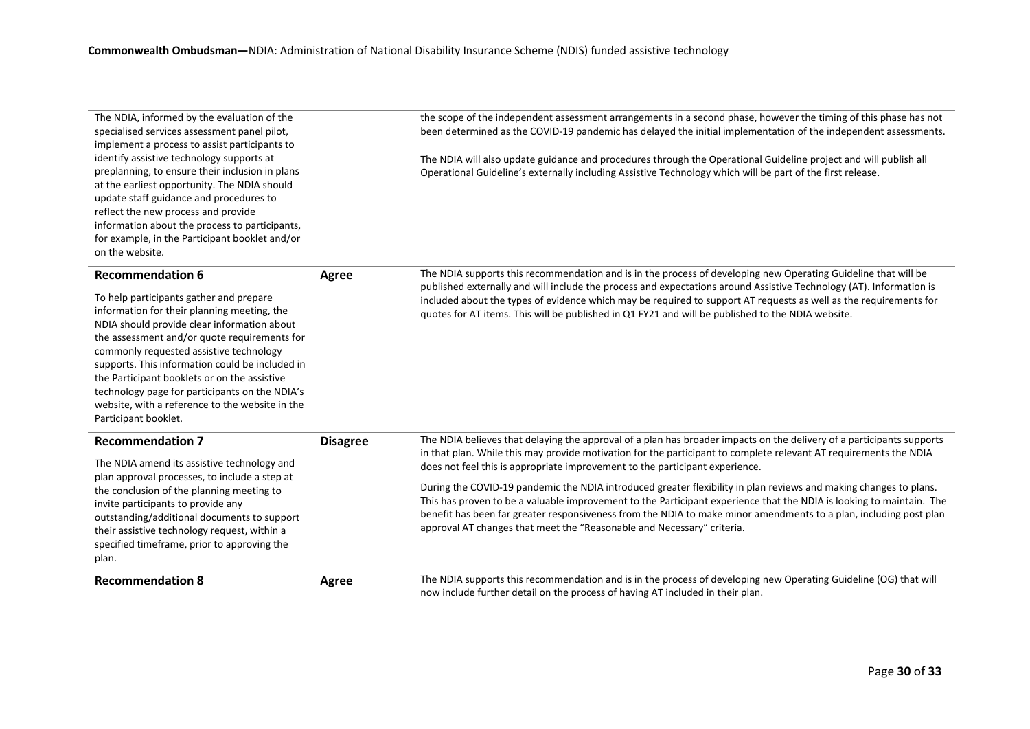| | | |
|---|---|---|
| The NDIA, informed by the evaluation of the specialised services assessment panel pilot, implement a process to assist participants to identify assistive technology supports at preplanning, to ensure their inclusion in plans at the earliest opportunity. The NDIA should update staff guidance and procedures to reflect the new process and provide information about the process to participants, for example, in the Participant booklet and/or on the website. | | the scope of the independent assessment arrangements in a second phase, however the timing of this phase has not been determined as the COVID-19 pandemic has delayed the initial implementation of the independent assessments.<br><br>The NDIA will also update guidance and procedures through the Operational Guideline project and will publish all Operational Guideline's externally including Assistive Technology which will be part of the first release. |
| **Recommendation 6**<br><br>To help participants gather and prepare information for their planning meeting, the NDIA should provide clear information about the assessment and/or quote requirements for commonly requested assistive technology supports. This information could be included in the Participant booklets or on the assistive technology page for participants on the NDIA's website, with a reference to the website in the Participant booklet. | **Agree** | The NDIA supports this recommendation and is in the process of developing new Operating Guideline that will be published externally and will include the process and expectations around Assistive Technology (AT). Information is included about the types of evidence which may be required to support AT requests as well as the requirements for quotes for AT items. This will be published in Q1 FY21 and will be published to the NDIA website. |
| **Recommendation 7**<br><br>The NDIA amend its assistive technology and plan approval processes, to include a step at the conclusion of the planning meeting to invite participants to provide any outstanding/additional documents to support their assistive technology request, within a specified timeframe, prior to approving the plan. | **Disagree** | The NDIA believes that delaying the approval of a plan has broader impacts on the delivery of a participants supports in that plan. While this may provide motivation for the participant to complete relevant AT requirements the NDIA does not feel this is appropriate improvement to the participant experience.<br><br>During the COVID-19 pandemic the NDIA introduced greater flexibility in plan reviews and making changes to plans. This has proven to be a valuable improvement to the Participant experience that the NDIA is looking to maintain. The benefit has been far greater responsiveness from the NDIA to make minor amendments to a plan, including post plan approval AT changes that meet the "Reasonable and Necessary" criteria. |
| **Recommendation 8** | **Agree** | The NDIA supports this recommendation and is in the process of developing new Operating Guideline (OG) that will now include further detail on the process of having AT included in their plan. |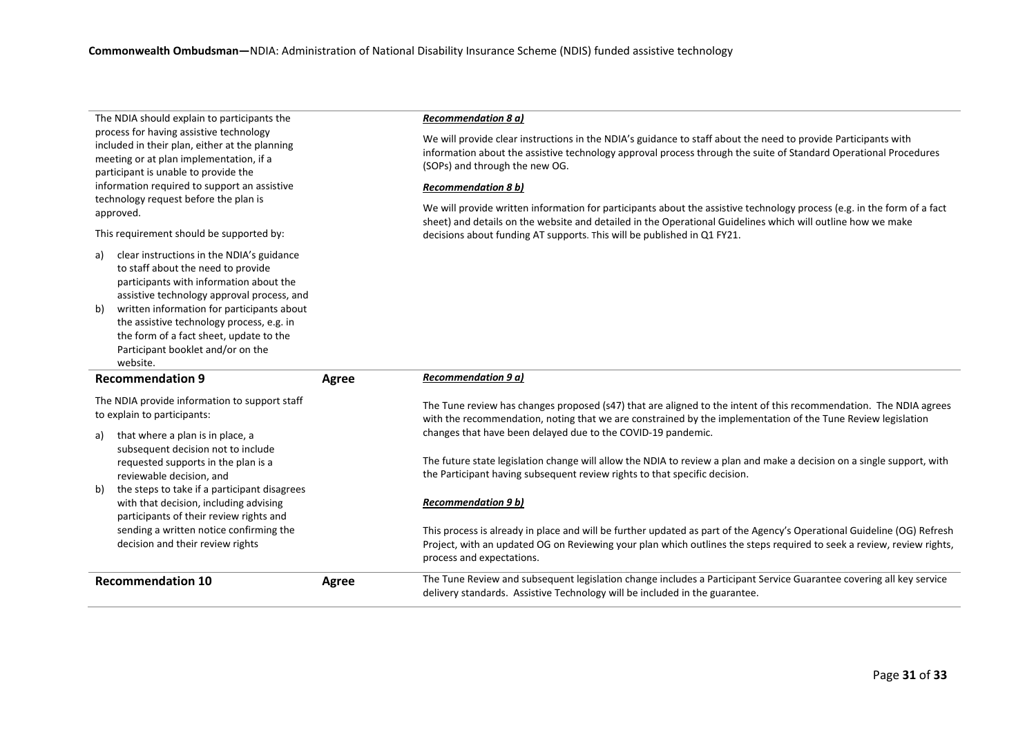| Recommendation | Response | NDIA comment |
|---|---|---|
| The NDIA should explain to participants the process for having assistive technology included in their plan, either at the planning meeting or at plan implementation, if a participant is unable to provide the information required to support an assistive technology request before the plan is approved.<br><br>This requirement should be supported by:<br><br>a) clear instructions in the NDIA's guidance to staff about the need to provide participants with information about the assistive technology approval process, and<br>b) written information for participants about the assistive technology process, e.g. in the form of a fact sheet, update to the Participant booklet and/or on the website. | | ***Recommendation 8 a)***<br><br>We will provide clear instructions in the NDIA's guidance to staff about the need to provide Participants with information about the assistive technology approval process through the suite of Standard Operational Procedures (SOPs) and through the new OG.<br><br>***Recommendation 8 b)***<br><br>We will provide written information for participants about the assistive technology process (e.g. in the form of a fact sheet) and details on the website and detailed in the Operational Guidelines which will outline how we make decisions about funding AT supports. This will be published in Q1 FY21. |
| **Recommendation 9**<br><br>The NDIA provide information to support staff to explain to participants:<br><br>a) that where a plan is in place, a subsequent decision not to include requested supports in the plan is a reviewable decision, and<br>b) the steps to take if a participant disagrees with that decision, including advising participants of their review rights and sending a written notice confirming the decision and their review rights | **Agree** | ***Recommendation 9 a)***<br><br>The Tune review has changes proposed (s47) that are aligned to the intent of this recommendation. The NDIA agrees with the recommendation, noting that we are constrained by the implementation of the Tune Review legislation changes that have been delayed due to the COVID-19 pandemic.<br><br>The future state legislation change will allow the NDIA to review a plan and make a decision on a single support, with the Participant having subsequent review rights to that specific decision.<br><br>***Recommendation 9 b)***<br><br>This process is already in place and will be further updated as part of the Agency's Operational Guideline (OG) Refresh Project, with an updated OG on Reviewing your plan which outlines the steps required to seek a review, review rights, process and expectations. |
| **Recommendation 10** | **Agree** | The Tune Review and subsequent legislation change includes a Participant Service Guarantee covering all key service delivery standards. Assistive Technology will be included in the guarantee. |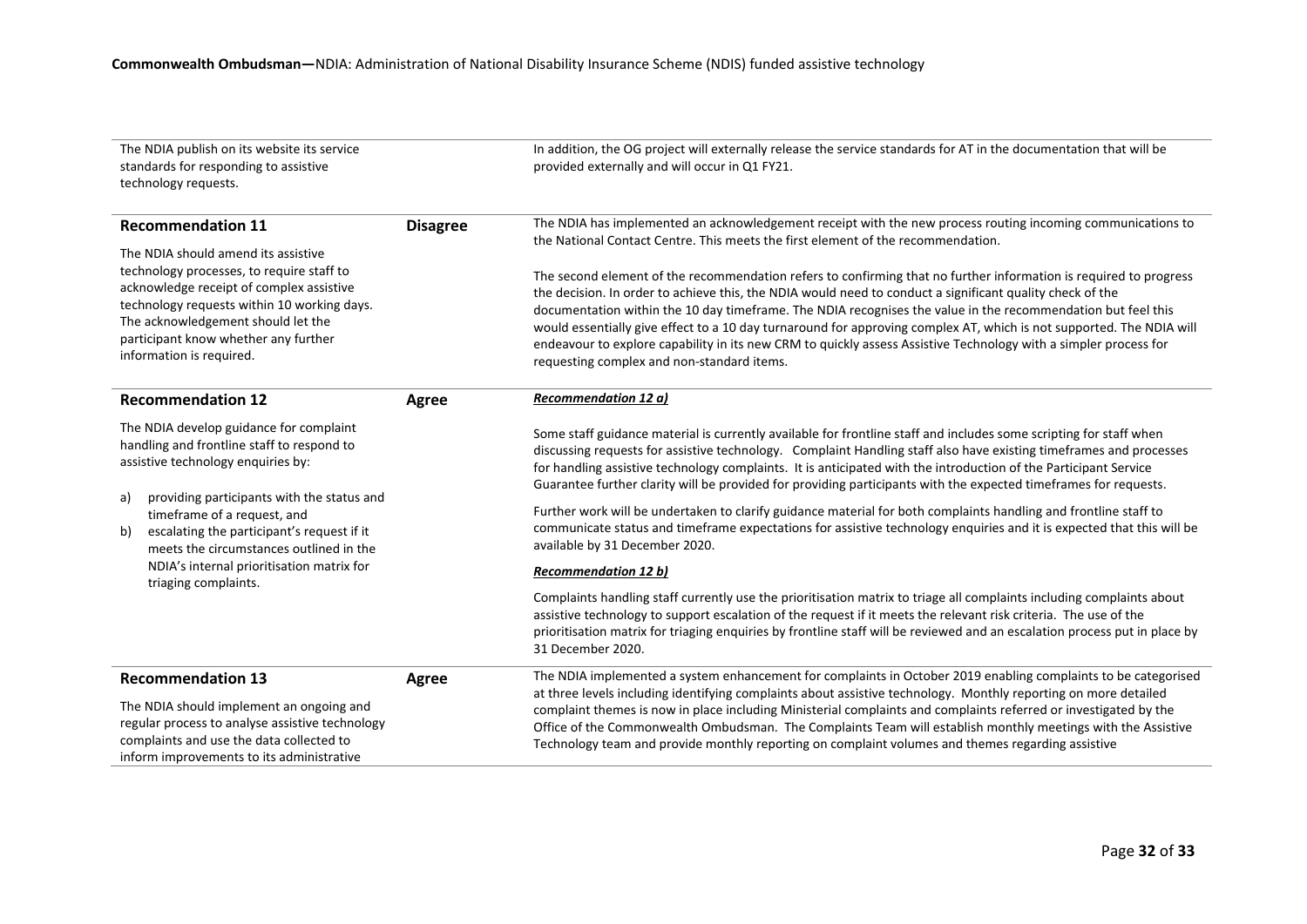| Recommendation | Response | Comment |
|---|---|---|
| The NDIA publish on its website its service standards for responding to assistive technology requests. | | In addition, the OG project will externally release the service standards for AT in the documentation that will be provided externally and will occur in Q1 FY21. |
| **Recommendation 11**<br><br>The NDIA should amend its assistive technology processes, to require staff to acknowledge receipt of complex assistive technology requests within 10 working days. The acknowledgement should let the participant know whether any further information is required. | **Disagree** | The NDIA has implemented an acknowledgement receipt with the new process routing incoming communications to the National Contact Centre. This meets the first element of the recommendation.<br><br>The second element of the recommendation refers to confirming that no further information is required to progress the decision. In order to achieve this, the NDIA would need to conduct a significant quality check of the documentation within the 10 day timeframe. The NDIA recognises the value in the recommendation but feel this would essentially give effect to a 10 day turnaround for approving complex AT, which is not supported. The NDIA will endeavour to explore capability in its new CRM to quickly assess Assistive Technology with a simpler process for requesting complex and non-standard items. |
| **Recommendation 12**<br><br>The NDIA develop guidance for complaint handling and frontline staff to respond to assistive technology enquiries by:<br><br>a) providing participants with the status and timeframe of a request, and<br>b) escalating the participant's request if it meets the circumstances outlined in the NDIA's internal prioritisation matrix for triaging complaints. | **Agree** | ***Recommendation 12 a)***<br><br>Some staff guidance material is currently available for frontline staff and includes some scripting for staff when discussing requests for assistive technology. Complaint Handling staff also have existing timeframes and processes for handling assistive technology complaints. It is anticipated with the introduction of the Participant Service Guarantee further clarity will be provided for providing participants with the expected timeframes for requests.<br><br>Further work will be undertaken to clarify guidance material for both complaints handling and frontline staff to communicate status and timeframe expectations for assistive technology enquiries and it is expected that this will be available by 31 December 2020.<br><br>***Recommendation 12 b)***<br><br>Complaints handling staff currently use the prioritisation matrix to triage all complaints including complaints about assistive technology to support escalation of the request if it meets the relevant risk criteria. The use of the prioritisation matrix for triaging enquiries by frontline staff will be reviewed and an escalation process put in place by 31 December 2020. |
| **Recommendation 13**<br><br>The NDIA should implement an ongoing and regular process to analyse assistive technology complaints and use the data collected to inform improvements to its administrative | **Agree** | The NDIA implemented a system enhancement for complaints in October 2019 enabling complaints to be categorised at three levels including identifying complaints about assistive technology. Monthly reporting on more detailed complaint themes is now in place including Ministerial complaints and complaints referred or investigated by the Office of the Commonwealth Ombudsman. The Complaints Team will establish monthly meetings with the Assistive Technology team and provide monthly reporting on complaint volumes and themes regarding assistive |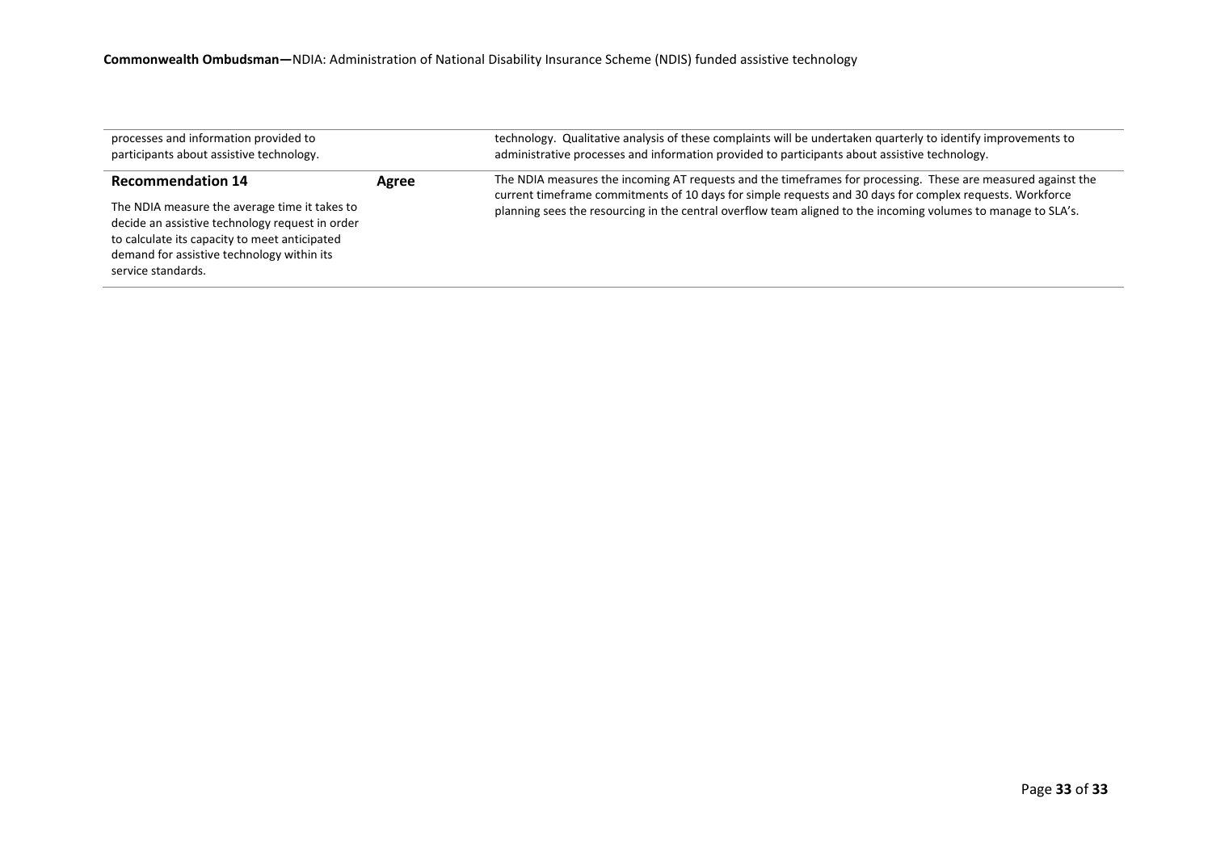| | | |
|---|---|---|
| processes and information provided to participants about assistive technology. | | technology. Qualitative analysis of these complaints will be undertaken quarterly to identify improvements to administrative processes and information provided to participants about assistive technology. |
| **Recommendation 14**<br><br>The NDIA measure the average time it takes to decide an assistive technology request in order to calculate its capacity to meet anticipated demand for assistive technology within its service standards. | **Agree** | The NDIA measures the incoming AT requests and the timeframes for processing. These are measured against the current timeframe commitments of 10 days for simple requests and 30 days for complex requests. Workforce planning sees the resourcing in the central overflow team aligned to the incoming volumes to manage to SLA's. |